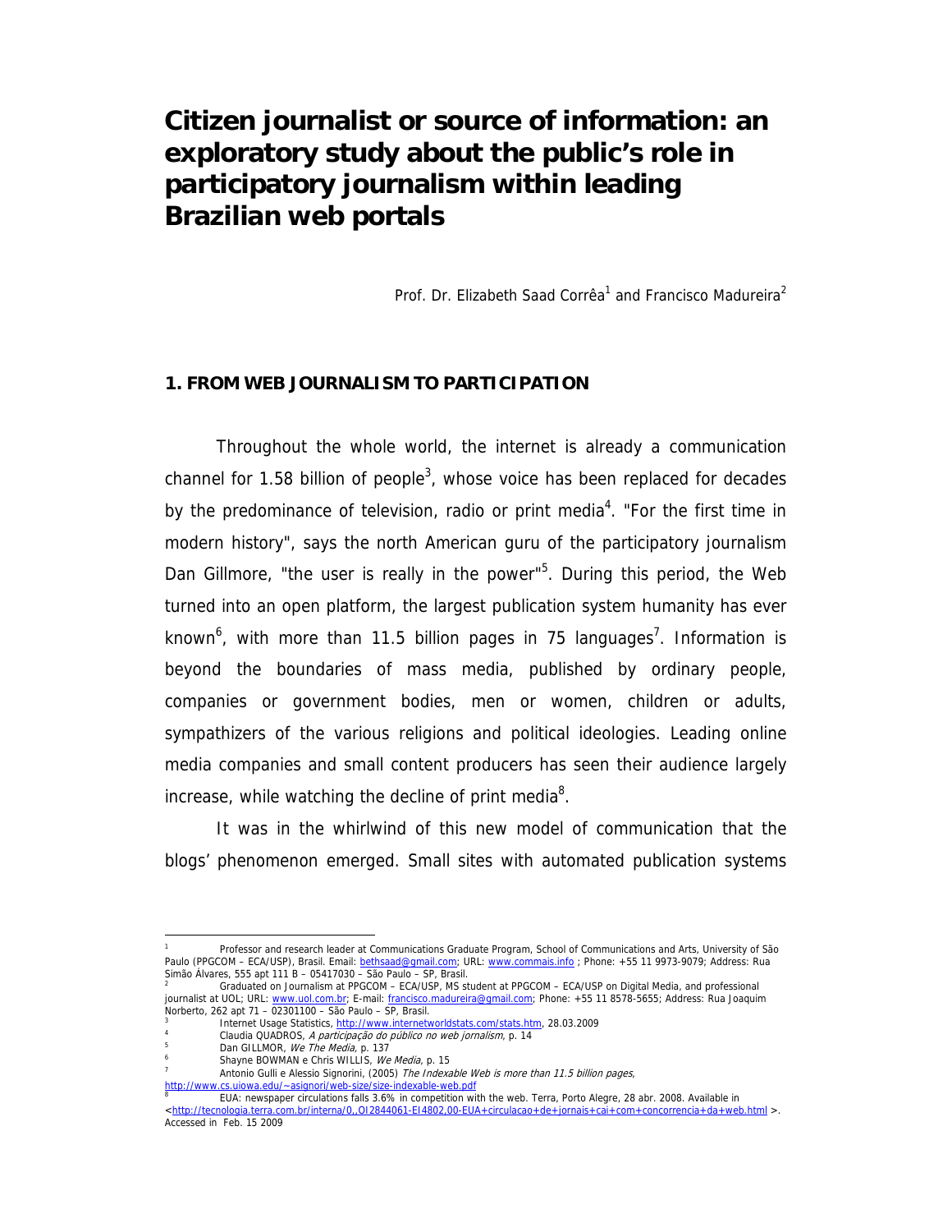# Citizen journalist or source of information: an exploratory study about the public's role in participatory journalism within leading Brazilian web portals

Prof. Dr. Elizabeth Saad Corrêa[1] and Francisco Madureira[2]

## 1. FROM WEB JOURNALISM TO PARTICIPATION

Throughout the whole world, the internet is already a communication channel for 1.58 billion of people[3], whose voice has been replaced for decades by the predominance of television, radio or print media[4]. "For the first time in modern history", says the north American guru of the participatory journalism Dan Gillmore, "the user is really in the power"[5]. During this period, the Web turned into an open platform, the largest publication system humanity has ever known[6], with more than 11.5 billion pages in 75 languages[7]. Information is beyond the boundaries of mass media, published by ordinary people, companies or government bodies, men or women, children or adults, sympathizers of the various religions and political ideologies. Leading online media companies and small content producers has seen their audience largely increase, while watching the decline of print media[8].

It was in the whirlwind of this new model of communication that the blogs' phenomenon emerged. Small sites with automated publication systems

---

[1] Professor and research leader at Communications Graduate Program, School of Communications and Arts, University of São Paulo (PPGCOM – ECA/USP), Brasil. Email: bethsaad@gmail.com; URL: www.commais.info ; Phone: +55 11 9973-9079; Address: Rua Simão Álvares, 555 apt 111 B – 05417030 – São Paulo – SP, Brasil.

[2] Graduated on Journalism at PPGCOM – ECA/USP, MS student at PPGCOM – ECA/USP on Digital Media, and professional journalist at UOL; URL: www.uol.com.br; E-mail: francisco.madureira@gmail.com; Phone: +55 11 8578-5655; Address: Rua Joaquim Norberto, 262 apt 71 – 02301100 – São Paulo – SP, Brasil.

[3] Internet Usage Statistics, http://www.internetworldstats.com/stats.htm, 28.03.2009

[4] Claudia QUADROS, *A participação do público no web jornalism*, p. 14

[5] Dan GILLMOR, *We The Media*, p. 137

[6] Shayne BOWMAN e Chris WILLIS, *We Media*, p. 15

[7] Antonio Gulli e Alessio Signorini, (2005) *The Indexable Web is more than 11.5 billion pages*, http://www.cs.uiowa.edu/~asignori/web-size/size-indexable-web.pdf

[8] EUA: newspaper circulations falls 3.6% in competition with the web. Terra, Porto Alegre, 28 abr. 2008. Available in <http://tecnologia.terra.com.br/interna/0,,OI2844061-EI4802,00-EUA+circulacao+de+jornais+cai+com+concorrencia+da+web.html >. Accessed in Feb. 15 2009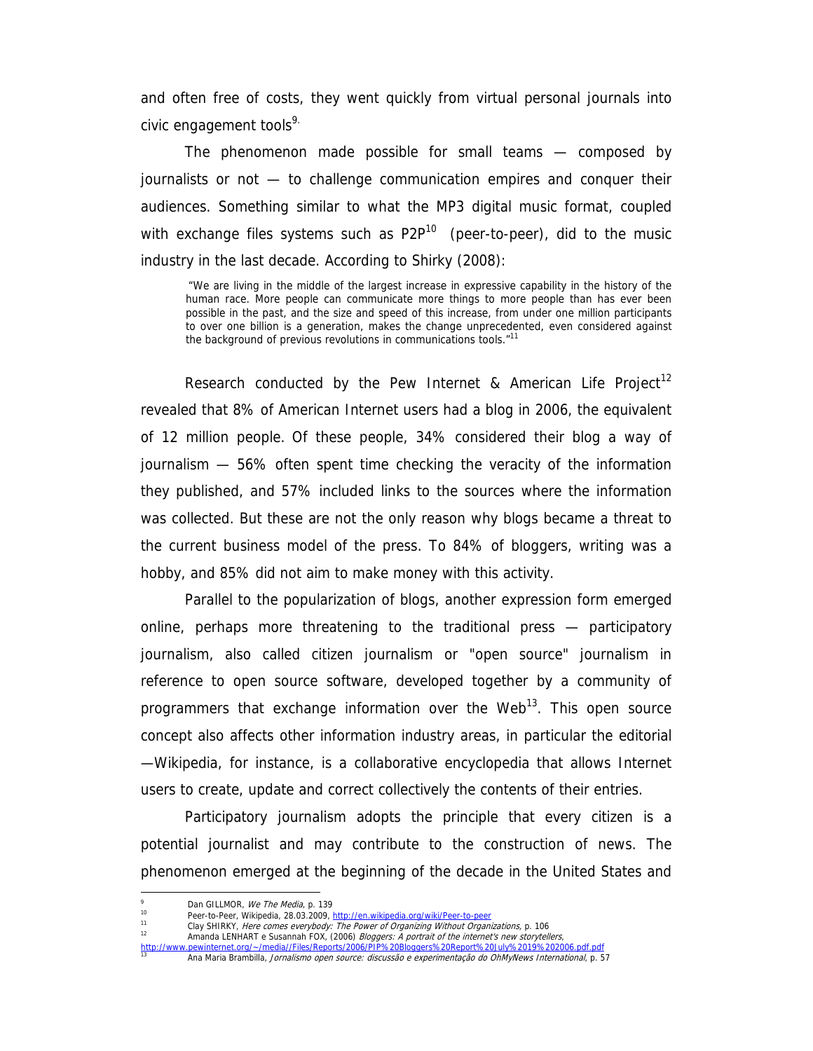and often free of costs, they went quickly from virtual personal journals into civic engagement tools[9].

The phenomenon made possible for small teams — composed by journalists or not — to challenge communication empires and conquer their audiences. Something similar to what the MP3 digital music format, coupled with exchange files systems such as P2P[10] (peer-to-peer), did to the music industry in the last decade. According to Shirky (2008):

> "We are living in the middle of the largest increase in expressive capability in the history of the human race. More people can communicate more things to more people than has ever been possible in the past, and the size and speed of this increase, from under one million participants to over one billion is a generation, makes the change unprecedented, even considered against the background of previous revolutions in communications tools."[11]

Research conducted by the Pew Internet & American Life Project[12] revealed that 8% of American Internet users had a blog in 2006, the equivalent of 12 million people. Of these people, 34% considered their blog a way of journalism — 56% often spent time checking the veracity of the information they published, and 57% included links to the sources where the information was collected. But these are not the only reason why blogs became a threat to the current business model of the press. To 84% of bloggers, writing was a hobby, and 85% did not aim to make money with this activity.

Parallel to the popularization of blogs, another expression form emerged online, perhaps more threatening to the traditional press — participatory journalism, also called citizen journalism or "open source" journalism in reference to open source software, developed together by a community of programmers that exchange information over the Web[13]. This open source concept also affects other information industry areas, in particular the editorial —Wikipedia, for instance, is a collaborative encyclopedia that allows Internet users to create, update and correct collectively the contents of their entries.

Participatory journalism adopts the principle that every citizen is a potential journalist and may contribute to the construction of news. The phenomenon emerged at the beginning of the decade in the United States and

---

[9] Dan GILLMOR, *We The Media*, p. 139

[10] Peer-to-Peer, Wikipedia, 28.03.2009, http://en.wikipedia.org/wiki/Peer-to-peer

[11] Clay SHIRKY, *Here comes everybody: The Power of Organizing Without Organizations*, p. 106

[12] Amanda LENHART e Susannah FOX, (2006) *Bloggers: A portrait of the internet's new storytellers*, http://www.pewinternet.org/~/media//Files/Reports/2006/PIP%20Bloggers%20Report%20July%2019%202006.pdf.pdf

[13] Ana Maria Brambilla, *Jornalismo open source: discussão e experimentação do OhMyNews International*, p. 57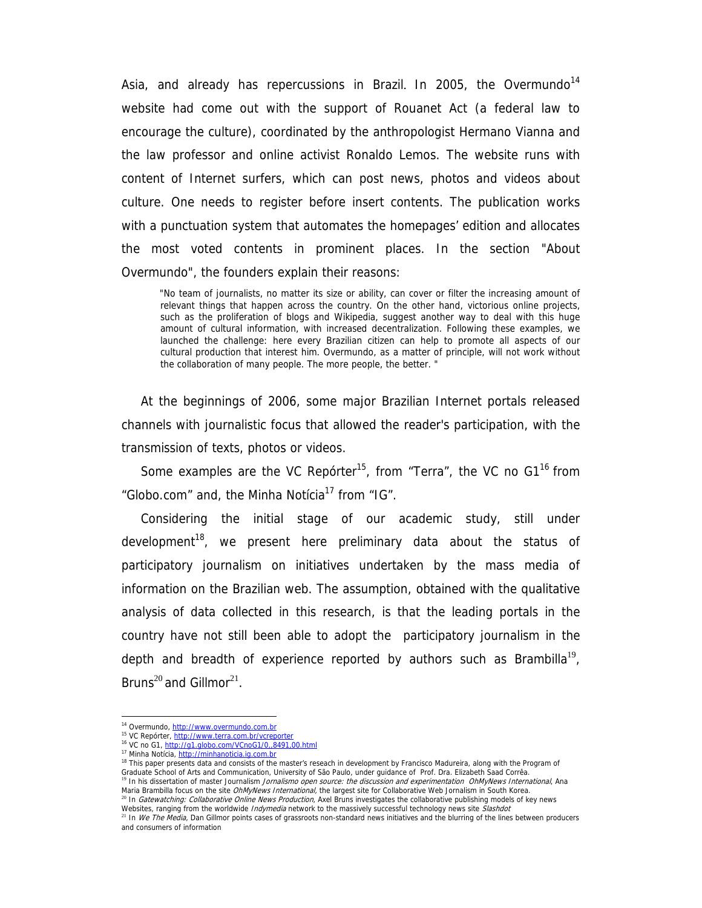Asia, and already has repercussions in Brazil. In 2005, the Overmundo[14] website had come out with the support of Rouanet Act (a federal law to encourage the culture), coordinated by the anthropologist Hermano Vianna and the law professor and online activist Ronaldo Lemos. The website runs with content of Internet surfers, which can post news, photos and videos about culture. One needs to register before insert contents. The publication works with a punctuation system that automates the homepages' edition and allocates the most voted contents in prominent places. In the section "About Overmundo", the founders explain their reasons:

> "No team of journalists, no matter its size or ability, can cover or filter the increasing amount of relevant things that happen across the country. On the other hand, victorious online projects, such as the proliferation of blogs and Wikipedia, suggest another way to deal with this huge amount of cultural information, with increased decentralization. Following these examples, we launched the challenge: here every Brazilian citizen can help to promote all aspects of our cultural production that interest him. Overmundo, as a matter of principle, will not work without the collaboration of many people. The more people, the better. "

At the beginnings of 2006, some major Brazilian Internet portals released channels with journalistic focus that allowed the reader's participation, with the transmission of texts, photos or videos.

Some examples are the VC Repórter[15], from "Terra", the VC no G1[16] from "Globo.com" and, the Minha Notícia[17] from "IG".

Considering the initial stage of our academic study, still under development[18], we present here preliminary data about the status of participatory journalism on initiatives undertaken by the mass media of information on the Brazilian web. The assumption, obtained with the qualitative analysis of data collected in this research, is that the leading portals in the country have not still been able to adopt the participatory journalism in the depth and breadth of experience reported by authors such as Brambilla[19], Bruns[20] and Gillmor[21].

---

[14] Overmundo, http://www.overmundo.com.br

[15] VC Repórter, http://www.terra.com.br/vcreporter

[16] VC no G1, http://g1.globo.com/VCnoG1/0,,8491,00.html

[17] Minha Notícia, http://minhanoticia.ig.com.br

[18] This paper presents data and consists of the master's reseach in development by Francisco Madureira, along with the Program of Graduate School of Arts and Communication, University of São Paulo, under guidance of Prof. Dra. Elizabeth Saad Corrêa.

[19] In his dissertation of master Journalism *Jornalismo open source: the discussion and experimentation OhMyNews International*, Ana Maria Brambilla focus on the site *OhMyNews International*, the largest site for Collaborative Web Jornalism in South Korea.

[20] In *Gatewatching: Collaborative Online News Production*, Axel Bruns investigates the collaborative publishing models of key news Websites, ranging from the worldwide *Indymedia* network to the massively successful technology news site *Slashdot*

[21] In *We The Media*, Dan Gillmor points cases of grassroots non-standard news initiatives and the blurring of the lines between producers and consumers of information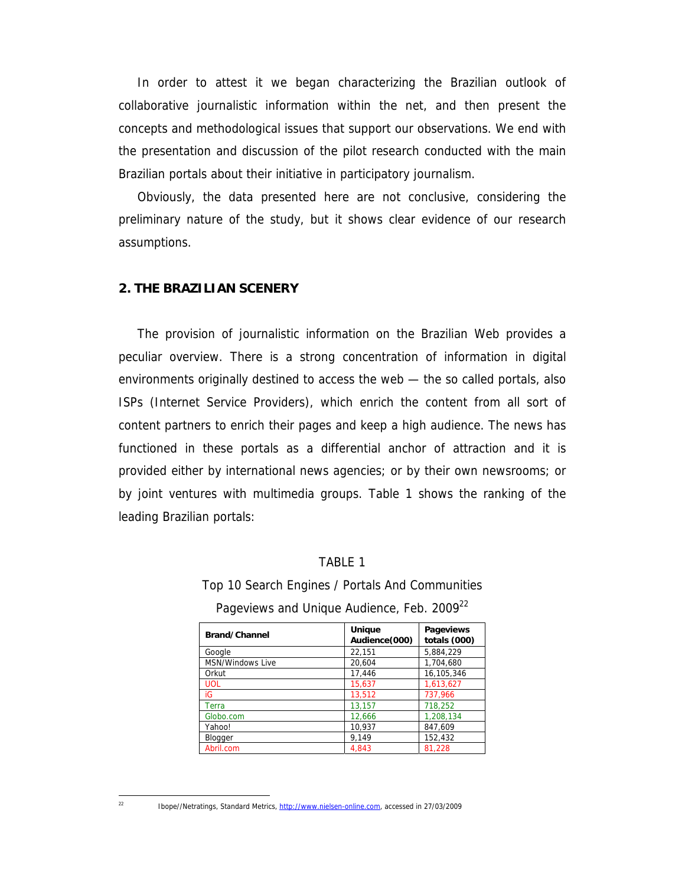In order to attest it we began characterizing the Brazilian outlook of collaborative journalistic information within the net, and then present the concepts and methodological issues that support our observations. We end with the presentation and discussion of the pilot research conducted with the main Brazilian portals about their initiative in participatory journalism.

Obviously, the data presented here are not conclusive, considering the preliminary nature of the study, but it shows clear evidence of our research assumptions.

## 2. THE BRAZILIAN SCENERY

The provision of journalistic information on the Brazilian Web provides a peculiar overview. There is a strong concentration of information in digital environments originally destined to access the web — the so called portals, also ISPs (Internet Service Providers), which enrich the content from all sort of content partners to enrich their pages and keep a high audience. The news has functioned in these portals as a differential anchor of attraction and it is provided either by international news agencies; or by their own newsrooms; or by joint ventures with multimedia groups. Table 1 shows the ranking of the leading Brazilian portals:

TABLE 1

Top 10 Search Engines / Portals And Communities

Pageviews and Unique Audience, Feb. 2009[22]

| Brand/Channel | Unique Audience(000) | Pageviews totals (000) |
|---|---|---|
| Google | 22,151 | 5,884,229 |
| MSN/Windows Live | 20,604 | 1,704,680 |
| Orkut | 17,446 | 16,105,346 |
| UOL | 15,637 | 1,613,627 |
| iG | 13,512 | 737,966 |
| Terra | 13,157 | 718,252 |
| Globo.com | 12,666 | 1,208,134 |
| Yahoo! | 10,937 | 847,609 |
| Blogger | 9,149 | 152,432 |
| Abril.com | 4,843 | 81,228 |

[22] Ibope//Netratings, Standard Metrics, http://www.nielsen-online.com, accessed in 27/03/2009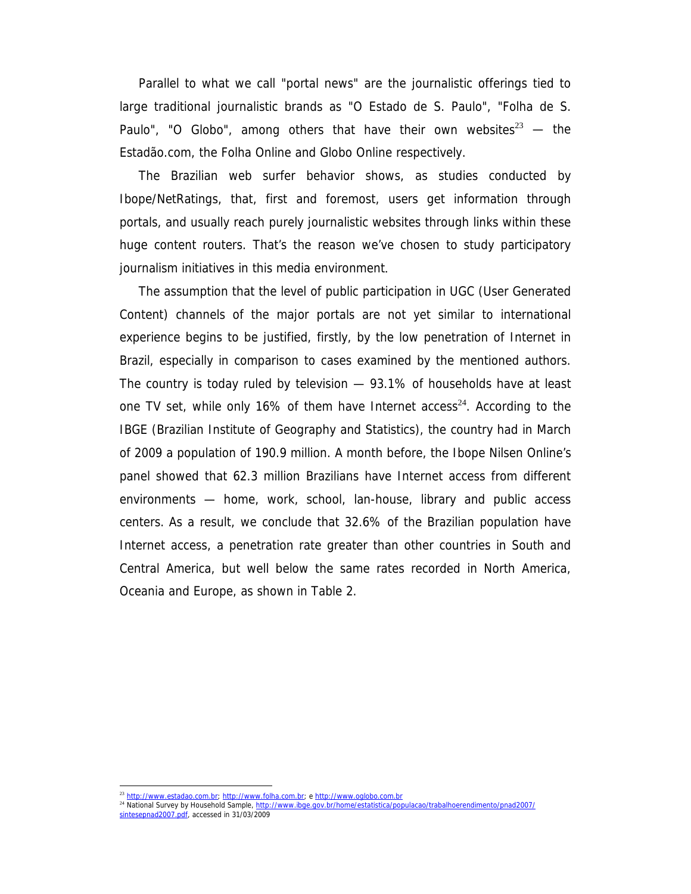Parallel to what we call "portal news" are the journalistic offerings tied to large traditional journalistic brands as "O Estado de S. Paulo", "Folha de S. Paulo", "O Globo", among others that have their own websites[23] — the Estadão.com, the Folha Online and Globo Online respectively.

The Brazilian web surfer behavior shows, as studies conducted by Ibope/NetRatings, that, first and foremost, users get information through portals, and usually reach purely journalistic websites through links within these huge content routers. That's the reason we've chosen to study participatory journalism initiatives in this media environment.

The assumption that the level of public participation in UGC (User Generated Content) channels of the major portals are not yet similar to international experience begins to be justified, firstly, by the low penetration of Internet in Brazil, especially in comparison to cases examined by the mentioned authors. The country is today ruled by television — 93.1% of households have at least one TV set, while only 16% of them have Internet access[24]. According to the IBGE (Brazilian Institute of Geography and Statistics), the country had in March of 2009 a population of 190.9 million. A month before, the Ibope Nilsen Online's panel showed that 62.3 million Brazilians have Internet access from different environments — home, work, school, lan-house, library and public access centers. As a result, we conclude that 32.6% of the Brazilian population have Internet access, a penetration rate greater than other countries in South and Central America, but well below the same rates recorded in North America, Oceania and Europe, as shown in Table 2.

---

[23] http://www.estadao.com.br; http://www.folha.com.br; e http://www.oglobo.com.br

[24] National Survey by Household Sample, http://www.ibge.gov.br/home/estatistica/populacao/trabalhoerendimento/pnad2007/sintesepnad2007.pdf, accessed in 31/03/2009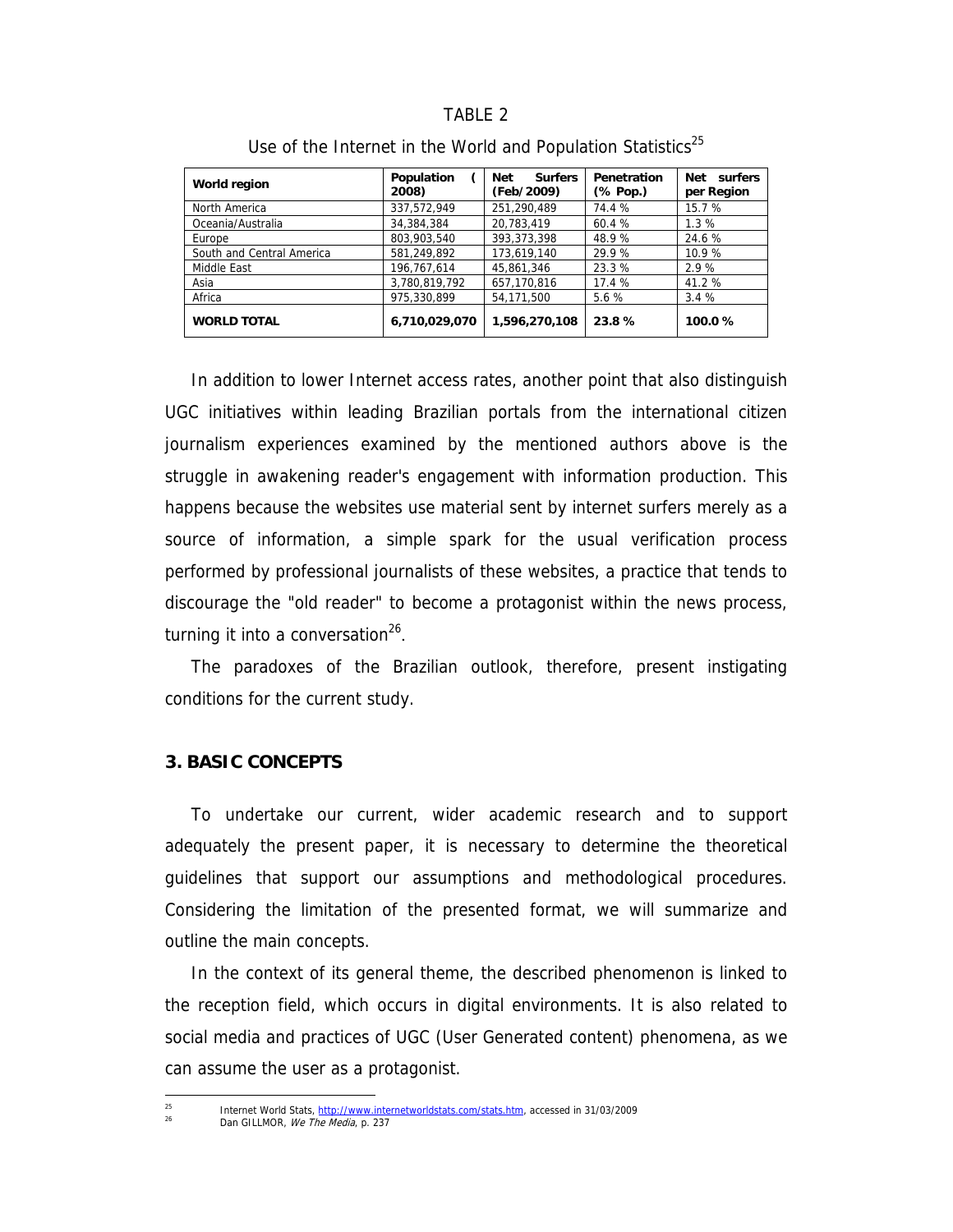TABLE 2

Use of the Internet in the World and Population Statistics[25]

| World region | Population (2008) | Net Surfers (Feb/2009) | Penetration (% Pop.) | Net surfers per Region |
|---|---|---|---|---|
| North America | 337,572,949 | 251,290,489 | 74.4 % | 15.7 % |
| Oceania/Australia | 34,384,384 | 20,783,419 | 60.4 % | 1.3 % |
| Europe | 803,903,540 | 393,373,398 | 48.9 % | 24.6 % |
| South and Central America | 581,249,892 | 173,619,140 | 29.9 % | 10.9 % |
| Middle East | 196,767,614 | 45,861,346 | 23.3 % | 2.9 % |
| Asia | 3,780,819,792 | 657,170,816 | 17.4 % | 41.2 % |
| Africa | 975,330,899 | 54,171,500 | 5.6 % | 3.4 % |
| **WORLD TOTAL** | **6,710,029,070** | **1,596,270,108** | **23.8 %** | **100.0 %** |

In addition to lower Internet access rates, another point that also distinguish UGC initiatives within leading Brazilian portals from the international citizen journalism experiences examined by the mentioned authors above is the struggle in awakening reader's engagement with information production. This happens because the websites use material sent by internet surfers merely as a source of information, a simple spark for the usual verification process performed by professional journalists of these websites, a practice that tends to discourage the "old reader" to become a protagonist within the news process, turning it into a conversation[26].

The paradoxes of the Brazilian outlook, therefore, present instigating conditions for the current study.

## 3. BASIC CONCEPTS

To undertake our current, wider academic research and to support adequately the present paper, it is necessary to determine the theoretical guidelines that support our assumptions and methodological procedures. Considering the limitation of the presented format, we will summarize and outline the main concepts.

In the context of its general theme, the described phenomenon is linked to the reception field, which occurs in digital environments. It is also related to social media and practices of UGC (User Generated content) phenomena, as we can assume the user as a protagonist.

---

[25] Internet World Stats, http://www.internetworldstats.com/stats.htm, accessed in 31/03/2009

[26] Dan GILLMOR, *We The Media*, p. 237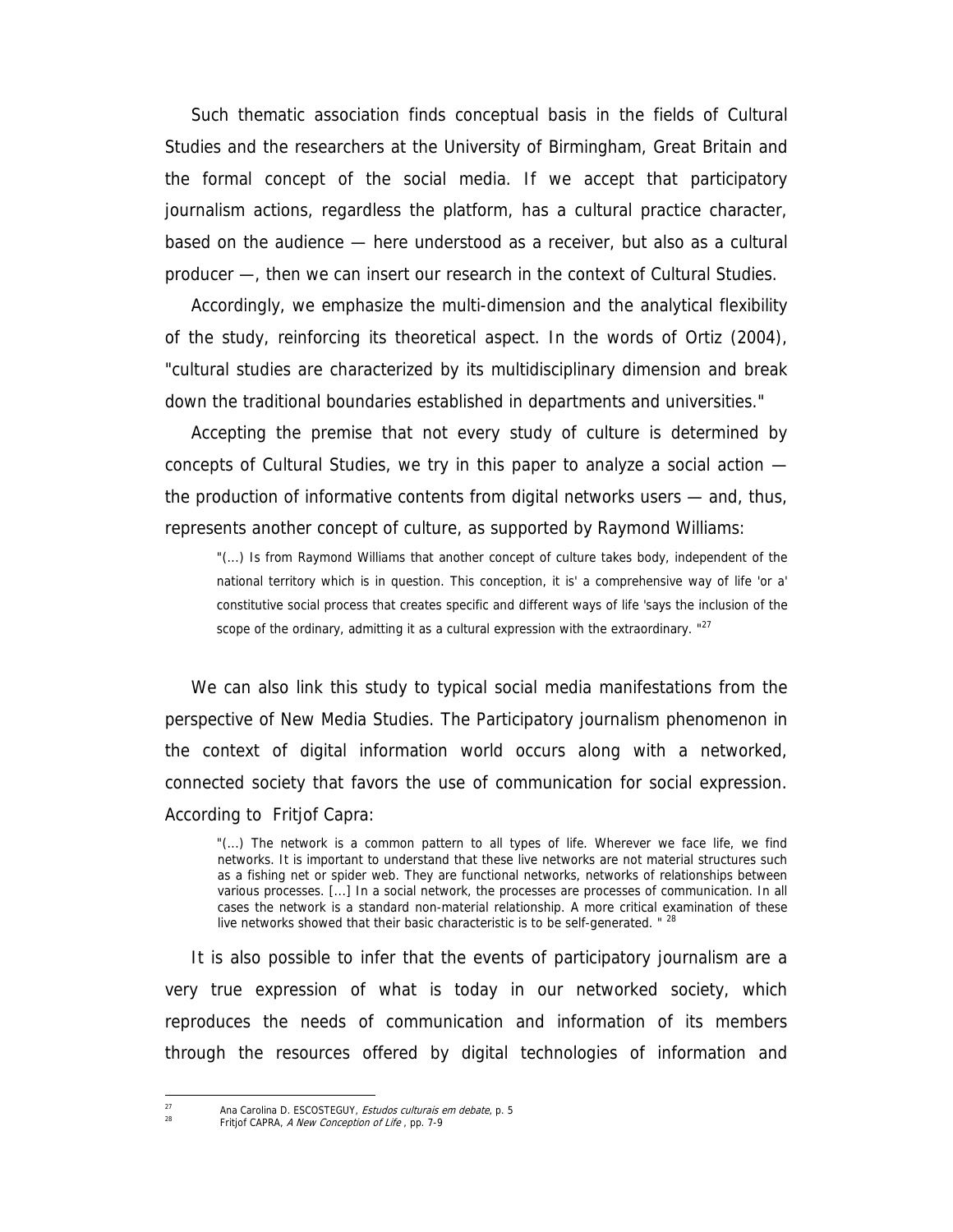Such thematic association finds conceptual basis in the fields of Cultural Studies and the researchers at the University of Birmingham, Great Britain and the formal concept of the social media. If we accept that participatory journalism actions, regardless the platform, has a cultural practice character, based on the audience — here understood as a receiver, but also as a cultural producer —, then we can insert our research in the context of Cultural Studies.

Accordingly, we emphasize the multi-dimension and the analytical flexibility of the study, reinforcing its theoretical aspect. In the words of Ortiz (2004), "cultural studies are characterized by its multidisciplinary dimension and break down the traditional boundaries established in departments and universities."

Accepting the premise that not every study of culture is determined by concepts of Cultural Studies, we try in this paper to analyze a social action — the production of informative contents from digital networks users — and, thus, represents another concept of culture, as supported by Raymond Williams:

> "(...) Is from Raymond Williams that another concept of culture takes body, independent of the national territory which is in question. This conception, it is' a comprehensive way of life 'or a' constitutive social process that creates specific and different ways of life 'says the inclusion of the scope of the ordinary, admitting it as a cultural expression with the extraordinary. "[27]

We can also link this study to typical social media manifestations from the perspective of New Media Studies. The Participatory journalism phenomenon in the context of digital information world occurs along with a networked, connected society that favors the use of communication for social expression. According to Fritjof Capra:

> "(...) The network is a common pattern to all types of life. Wherever we face life, we find networks. It is important to understand that these live networks are not material structures such as a fishing net or spider web. They are functional networks, networks of relationships between various processes. [...] In a social network, the processes are processes of communication. In all cases the network is a standard non-material relationship. A more critical examination of these live networks showed that their basic characteristic is to be self-generated. " [28]

It is also possible to infer that the events of participatory journalism are a very true expression of what is today in our networked society, which reproduces the needs of communication and information of its members through the resources offered by digital technologies of information and

---

[27] Ana Carolina D. ESCOSTEGUY, *Estudos culturais em debate*, p. 5

[28] Fritjof CAPRA, *A New Conception of Life* , pp. 7-9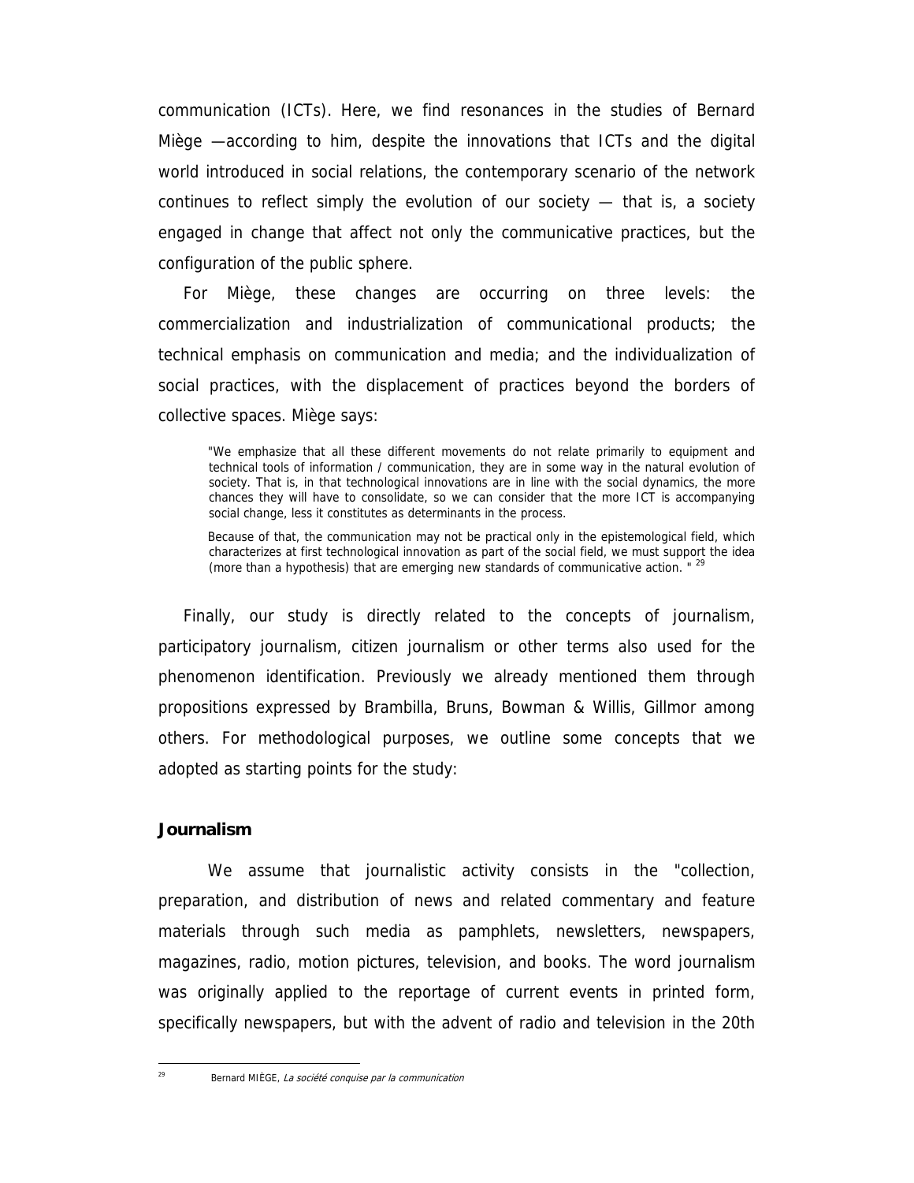communication (ICTs). Here, we find resonances in the studies of Bernard Miège —according to him, despite the innovations that ICTs and the digital world introduced in social relations, the contemporary scenario of the network continues to reflect simply the evolution of our society — that is, a society engaged in change that affect not only the communicative practices, but the configuration of the public sphere.

For Miège, these changes are occurring on three levels: the commercialization and industrialization of communicational products; the technical emphasis on communication and media; and the individualization of social practices, with the displacement of practices beyond the borders of collective spaces. Miège says:

> "We emphasize that all these different movements do not relate primarily to equipment and technical tools of information / communication, they are in some way in the natural evolution of society. That is, in that technological innovations are in line with the social dynamics, the more chances they will have to consolidate, so we can consider that the more ICT is accompanying social change, less it constitutes as determinants in the process.
>
> Because of that, the communication may not be practical only in the epistemological field, which characterizes at first technological innovation as part of the social field, we must support the idea (more than a hypothesis) that are emerging new standards of communicative action. " [29]

Finally, our study is directly related to the concepts of journalism, participatory journalism, citizen journalism or other terms also used for the phenomenon identification. Previously we already mentioned them through propositions expressed by Brambilla, Bruns, Bowman & Willis, Gillmor among others. For methodological purposes, we outline some concepts that we adopted as starting points for the study:

**Journalism**

We assume that journalistic activity consists in the "collection, preparation, and distribution of news and related commentary and feature materials through such media as pamphlets, newsletters, newspapers, magazines, radio, motion pictures, television, and books. The word journalism was originally applied to the reportage of current events in printed form, specifically newspapers, but with the advent of radio and television in the 20th

---

[29] Bernard MIÈGE, *La société conquise par la communication*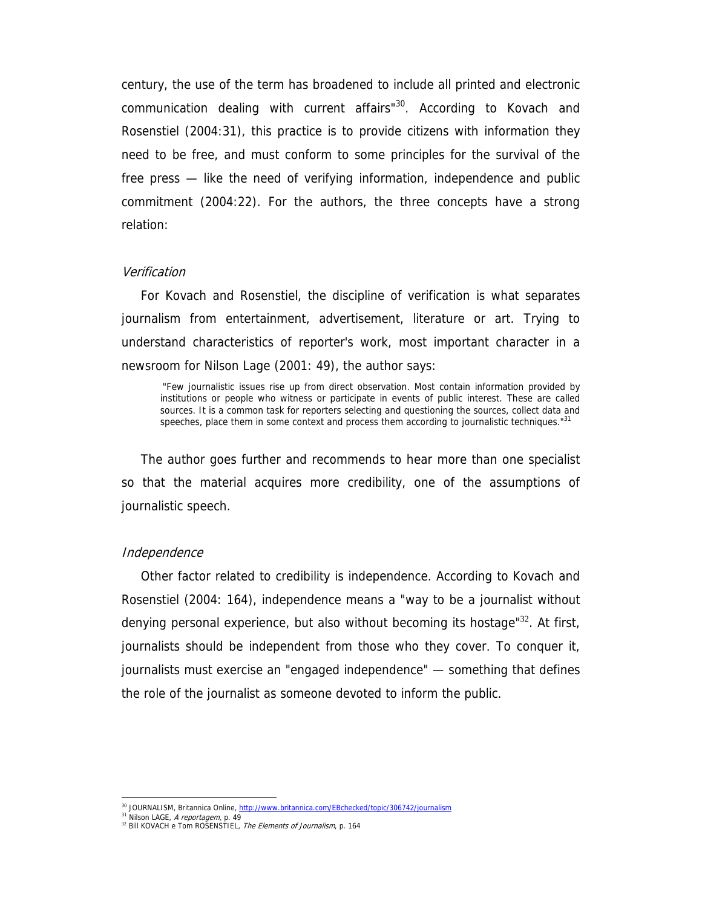century, the use of the term has broadened to include all printed and electronic communication dealing with current affairs"[30]. According to Kovach and Rosenstiel (2004:31), this practice is to provide citizens with information they need to be free, and must conform to some principles for the survival of the free press — like the need of verifying information, independence and public commitment (2004:22). For the authors, the three concepts have a strong relation:

### *Verification*

For Kovach and Rosenstiel, the discipline of verification is what separates journalism from entertainment, advertisement, literature or art. Trying to understand characteristics of reporter's work, most important character in a newsroom for Nilson Lage (2001: 49), the author says:

> "Few journalistic issues rise up from direct observation. Most contain information provided by institutions or people who witness or participate in events of public interest. These are called sources. It is a common task for reporters selecting and questioning the sources, collect data and speeches, place them in some context and process them according to journalistic techniques."[31]

The author goes further and recommends to hear more than one specialist so that the material acquires more credibility, one of the assumptions of journalistic speech.

### *Independence*

Other factor related to credibility is independence. According to Kovach and Rosenstiel (2004: 164), independence means a "way to be a journalist without denying personal experience, but also without becoming its hostage"[32]. At first, journalists should be independent from those who they cover. To conquer it, journalists must exercise an "engaged independence" — something that defines the role of the journalist as someone devoted to inform the public.

---

[30] JOURNALISM, Britannica Online, http://www.britannica.com/EBchecked/topic/306742/journalism

[31] Nilson LAGE, *A reportagem*, p. 49

[32] Bill KOVACH e Tom ROSENSTIEL, *The Elements of Journalism*, p. 164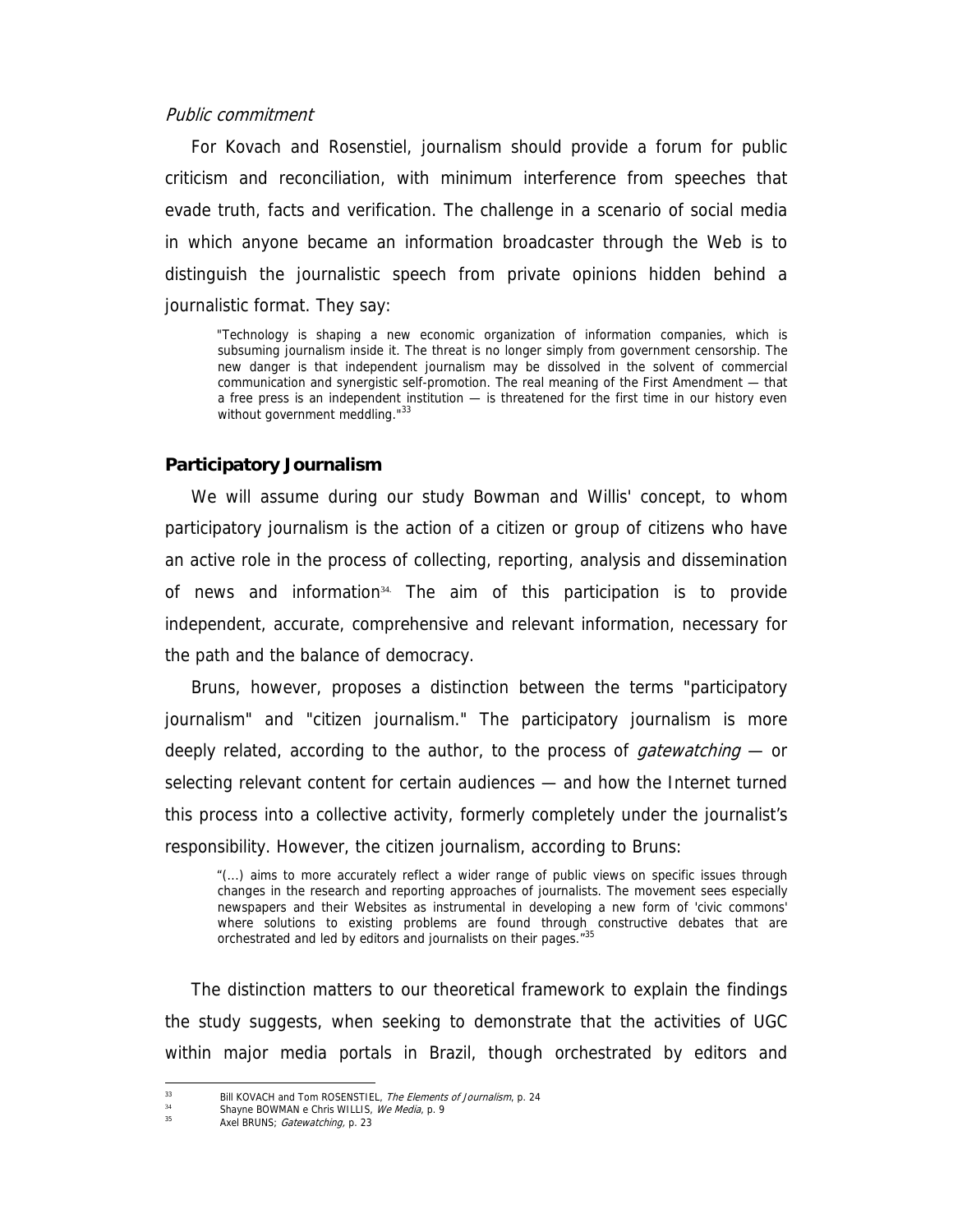*Public commitment*

For Kovach and Rosenstiel, journalism should provide a forum for public criticism and reconciliation, with minimum interference from speeches that evade truth, facts and verification. The challenge in a scenario of social media in which anyone became an information broadcaster through the Web is to distinguish the journalistic speech from private opinions hidden behind a journalistic format. They say:

> "Technology is shaping a new economic organization of information companies, which is subsuming journalism inside it. The threat is no longer simply from government censorship. The new danger is that independent journalism may be dissolved in the solvent of commercial communication and synergistic self-promotion. The real meaning of the First Amendment — that a free press is an independent institution — is threatened for the first time in our history even without government meddling."[33]

## Participatory Journalism

We will assume during our study Bowman and Willis' concept, to whom participatory journalism is the action of a citizen or group of citizens who have an active role in the process of collecting, reporting, analysis and dissemination of news and information[34]. The aim of this participation is to provide independent, accurate, comprehensive and relevant information, necessary for the path and the balance of democracy.

Bruns, however, proposes a distinction between the terms "participatory journalism" and "citizen journalism." The participatory journalism is more deeply related, according to the author, to the process of *gatewatching* — or selecting relevant content for certain audiences — and how the Internet turned this process into a collective activity, formerly completely under the journalist's responsibility. However, the citizen journalism, according to Bruns:

> "(...) aims to more accurately reflect a wider range of public views on specific issues through changes in the research and reporting approaches of journalists. The movement sees especially newspapers and their Websites as instrumental in developing a new form of 'civic commons' where solutions to existing problems are found through constructive debates that are orchestrated and led by editors and journalists on their pages."[35]

The distinction matters to our theoretical framework to explain the findings the study suggests, when seeking to demonstrate that the activities of UGC within major media portals in Brazil, though orchestrated by editors and

---

[33] Bill KOVACH and Tom ROSENSTIEL, *The Elements of Journalism*, p. 24

[34] Shayne BOWMAN e Chris WILLIS, *We Media*, p. 9

[35] Axel BRUNS; *Gatewatching*, p. 23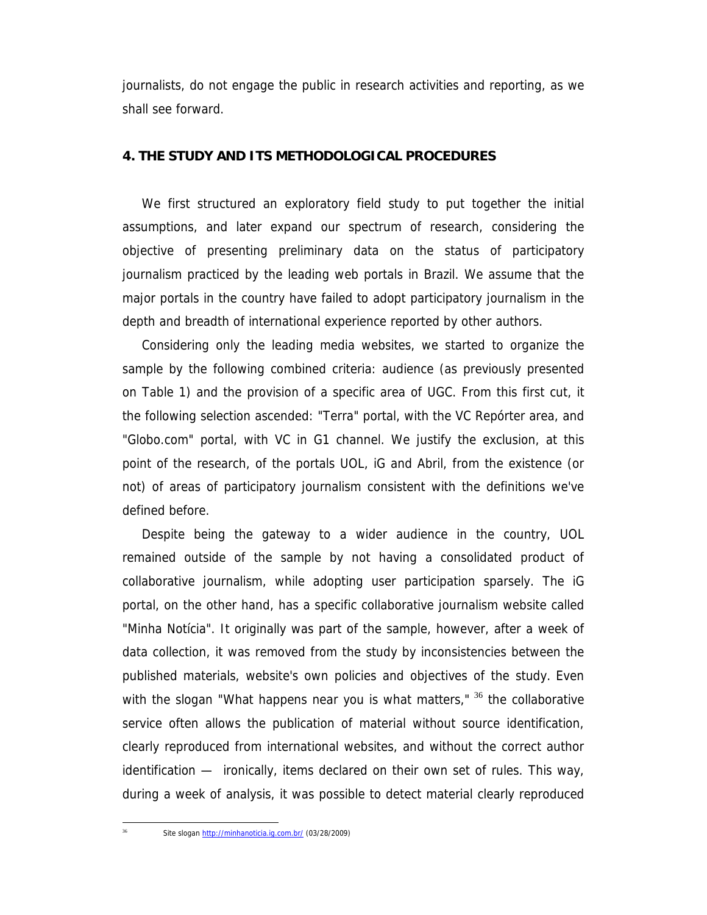journalists, do not engage the public in research activities and reporting, as we shall see forward.

## 4. THE STUDY AND ITS METHODOLOGICAL PROCEDURES

We first structured an exploratory field study to put together the initial assumptions, and later expand our spectrum of research, considering the objective of presenting preliminary data on the status of participatory journalism practiced by the leading web portals in Brazil. We assume that the major portals in the country have failed to adopt participatory journalism in the depth and breadth of international experience reported by other authors.

Considering only the leading media websites, we started to organize the sample by the following combined criteria: audience (as previously presented on Table 1) and the provision of a specific area of UGC. From this first cut, it the following selection ascended: "Terra" portal, with the VC Repórter area, and "Globo.com" portal, with VC in G1 channel. We justify the exclusion, at this point of the research, of the portals UOL, iG and Abril, from the existence (or not) of areas of participatory journalism consistent with the definitions we've defined before.

Despite being the gateway to a wider audience in the country, UOL remained outside of the sample by not having a consolidated product of collaborative journalism, while adopting user participation sparsely. The iG portal, on the other hand, has a specific collaborative journalism website called "Minha Notícia". It originally was part of the sample, however, after a week of data collection, it was removed from the study by inconsistencies between the published materials, website's own policies and objectives of the study. Even with the slogan "What happens near you is what matters," [36] the collaborative service often allows the publication of material without source identification, clearly reproduced from international websites, and without the correct author identification — ironically, items declared on their own set of rules. This way, during a week of analysis, it was possible to detect material clearly reproduced

---

[36] Site slogan http://minhanoticia.ig.com.br/ (03/28/2009)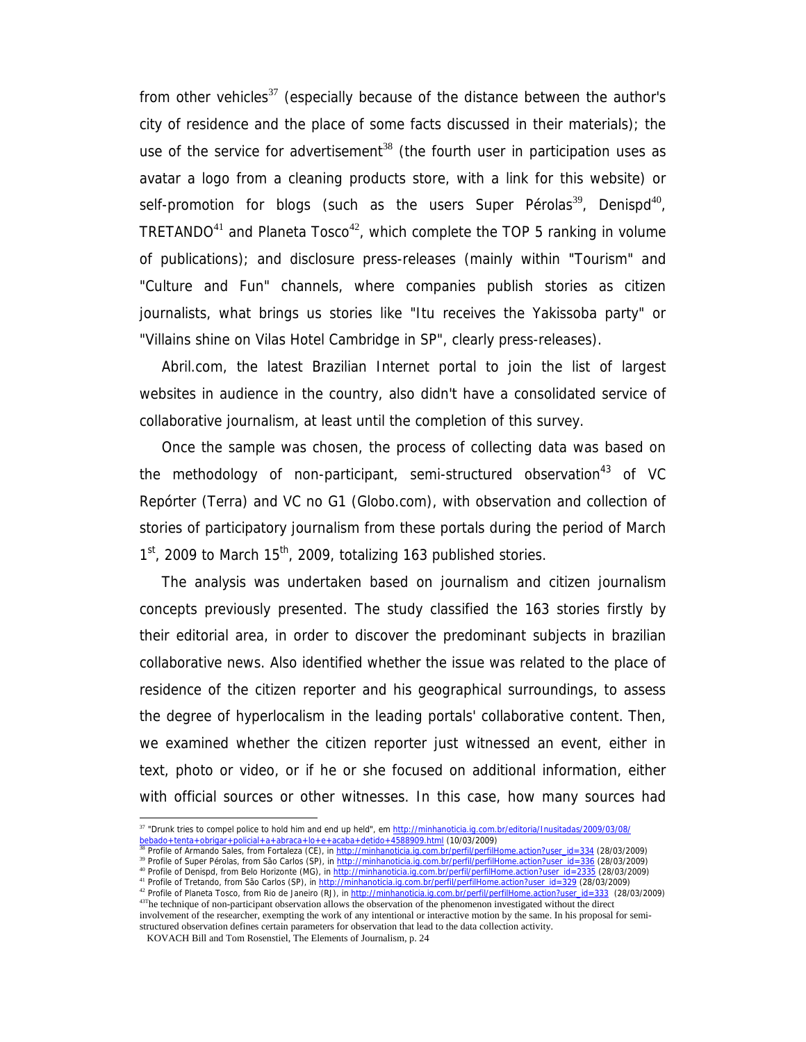from other vehicles[37] (especially because of the distance between the author's city of residence and the place of some facts discussed in their materials); the use of the service for advertisement[38] (the fourth user in participation uses as avatar a logo from a cleaning products store, with a link for this website) or self-promotion for blogs (such as the users Super Pérolas[39], Denispd[40], TRETANDO[41] and Planeta Tosco[42], which complete the TOP 5 ranking in volume of publications); and disclosure press-releases (mainly within "Tourism" and "Culture and Fun" channels, where companies publish stories as citizen journalists, what brings us stories like "Itu receives the Yakissoba party" or "Villains shine on Vilas Hotel Cambridge in SP", clearly press-releases).

Abril.com, the latest Brazilian Internet portal to join the list of largest websites in audience in the country, also didn't have a consolidated service of collaborative journalism, at least until the completion of this survey.

Once the sample was chosen, the process of collecting data was based on the methodology of non-participant, semi-structured observation[43] of VC Repórter (Terra) and VC no G1 (Globo.com), with observation and collection of stories of participatory journalism from these portals during the period of March 1st, 2009 to March 15th, 2009, totalizing 163 published stories.

The analysis was undertaken based on journalism and citizen journalism concepts previously presented. The study classified the 163 stories firstly by their editorial area, in order to discover the predominant subjects in brazilian collaborative news. Also identified whether the issue was related to the place of residence of the citizen reporter and his geographical surroundings, to assess the degree of hyperlocalism in the leading portals' collaborative content. Then, we examined whether the citizen reporter just witnessed an event, either in text, photo or video, or if he or she focused on additional information, either with official sources or other witnesses. In this case, how many sources had

---

[37] "Drunk tries to compel police to hold him and end up held", em http://minhanoticia.ig.com.br/editoria/Inusitadas/2009/03/08/bebado+tenta+obrigar+policial+a+abraca+lo+e+acaba+detido+4588909.html (10/03/2009)

[38] Profile of Armando Sales, from Fortaleza (CE), in http://minhanoticia.ig.com.br/perfil/perfilHome.action?user_id=334 (28/03/2009)

[39] Profile of Super Pérolas, from São Carlos (SP), in http://minhanoticia.ig.com.br/perfil/perfilHome.action?user_id=336 (28/03/2009)

[40] Profile of Denispd, from Belo Horizonte (MG), in http://minhanoticia.ig.com.br/perfil/perfilHome.action?user_id=2335 (28/03/2009)

[41] Profile of Tretando, from São Carlos (SP), in http://minhanoticia.ig.com.br/perfil/perfilHome.action?user_id=329 (28/03/2009)

[42] Profile of Planeta Tosco, from Rio de Janeiro (RJ), in http://minhanoticia.ig.com.br/perfil/perfilHome.action?user_id=333 (28/03/2009)

[43] The technique of non-participant observation allows the observation of the phenomenon investigated without the direct involvement of the researcher, exempting the work of any intentional or interactive motion by the same. In his proposal for semi-structured observation defines certain parameters for observation that lead to the data collection activity.

KOVACH Bill and Tom Rosenstiel, The Elements of Journalism, p. 24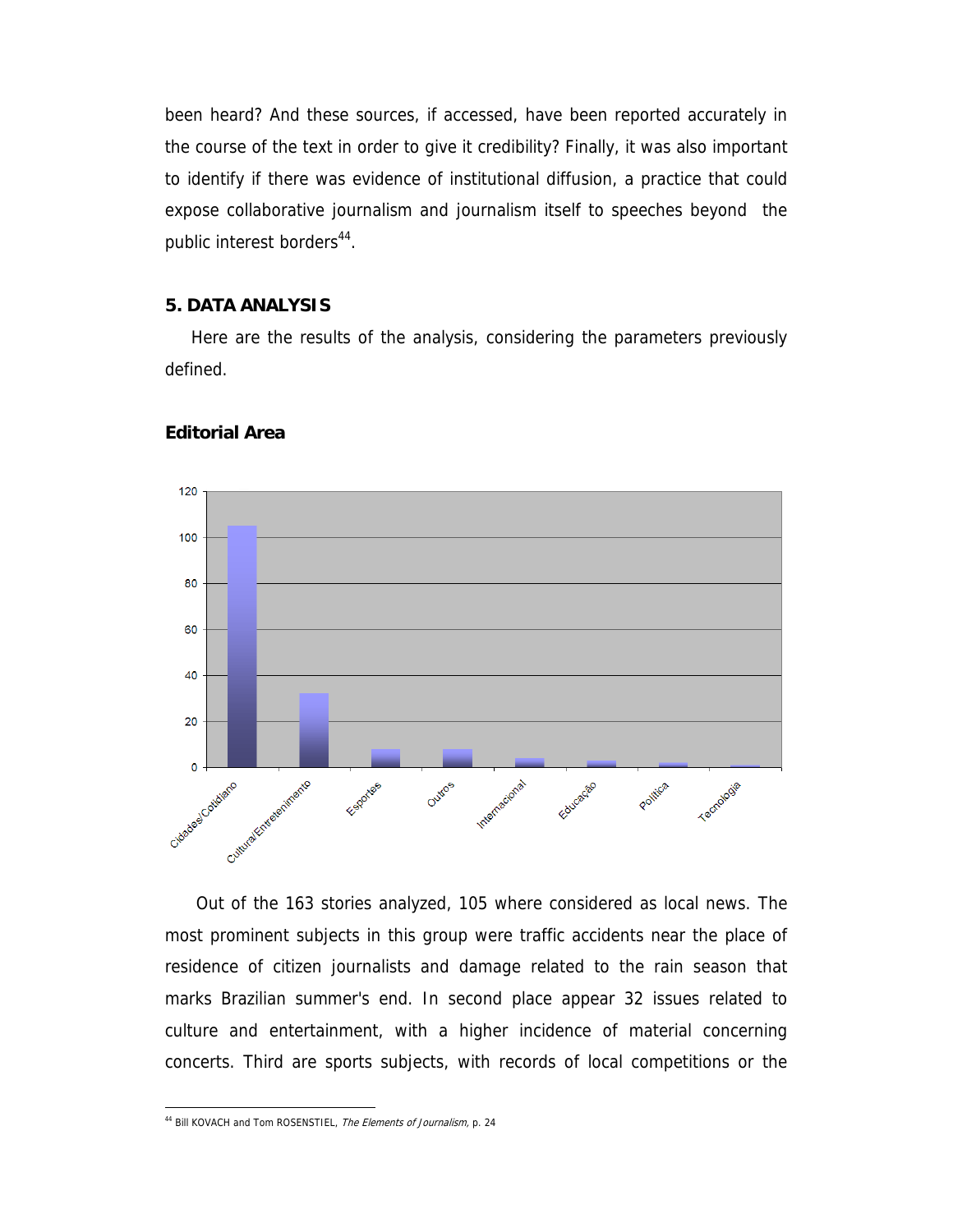been heard? And these sources, if accessed, have been reported accurately in the course of the text in order to give it credibility? Finally, it was also important to identify if there was evidence of institutional diffusion, a practice that could expose collaborative journalism and journalism itself to speeches beyond the public interest borders[44].

## 5. DATA ANALYSIS

Here are the results of the analysis, considering the parameters previously defined.

### Editorial Area

Out of the 163 stories analyzed, 105 where considered as local news. The most prominent subjects in this group were traffic accidents near the place of residence of citizen journalists and damage related to the rain season that marks Brazilian summer's end. In second place appear 32 issues related to culture and entertainment, with a higher incidence of material concerning concerts. Third are sports subjects, with records of local competitions or the

---

[44] Bill KOVACH and Tom ROSENSTIEL, *The Elements of Journalism*, p. 24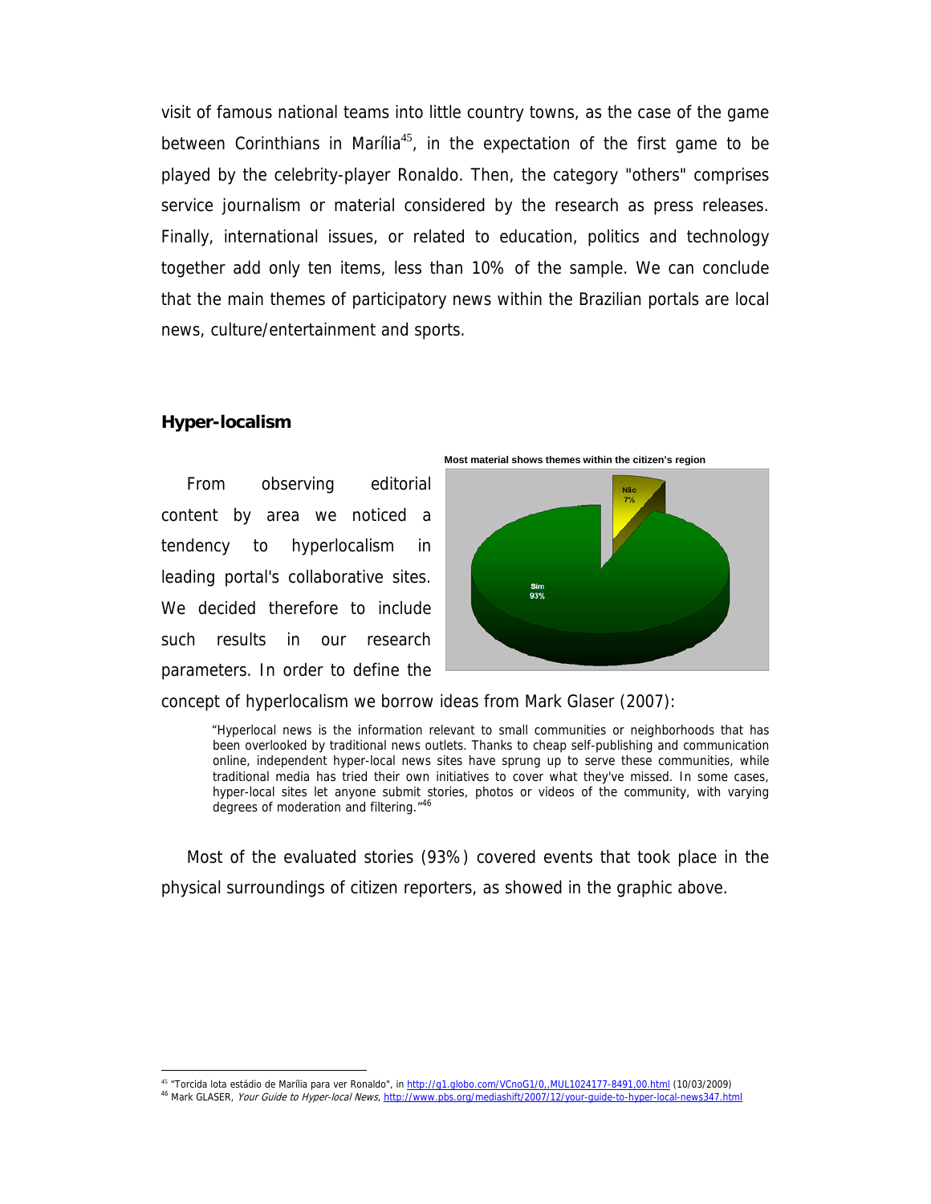visit of famous national teams into little country towns, as the case of the game between Corinthians in Marília[45], in the expectation of the first game to be played by the celebrity-player Ronaldo. Then, the category "others" comprises service journalism or material considered by the research as press releases. Finally, international issues, or related to education, politics and technology together add only ten items, less than 10% of the sample. We can conclude that the main themes of participatory news within the Brazilian portals are local news, culture/entertainment and sports.

## Hyper-localism

Most material shows themes within the citizen's region

Não 7%

Sim 93%

From observing editorial content by area we noticed a tendency to hyperlocalism in leading portal's collaborative sites. We decided therefore to include such results in our research parameters. In order to define the concept of hyperlocalism we borrow ideas from Mark Glaser (2007):

> "Hyperlocal news is the information relevant to small communities or neighborhoods that has been overlooked by traditional news outlets. Thanks to cheap self-publishing and communication online, independent hyper-local news sites have sprung up to serve these communities, while traditional media has tried their own initiatives to cover what they've missed. In some cases, hyper-local sites let anyone submit stories, photos or videos of the community, with varying degrees of moderation and filtering."[46]

Most of the evaluated stories (93%) covered events that took place in the physical surroundings of citizen reporters, as showed in the graphic above.

---

[45] "Torcida lota estádio de Marília para ver Ronaldo", in http://g1.globo.com/VCnoG1/0,,MUL1024177-8491,00.html (10/03/2009)

[46] Mark GLASER, *Your Guide to Hyper-local News*, http://www.pbs.org/mediashift/2007/12/your-guide-to-hyper-local-news347.html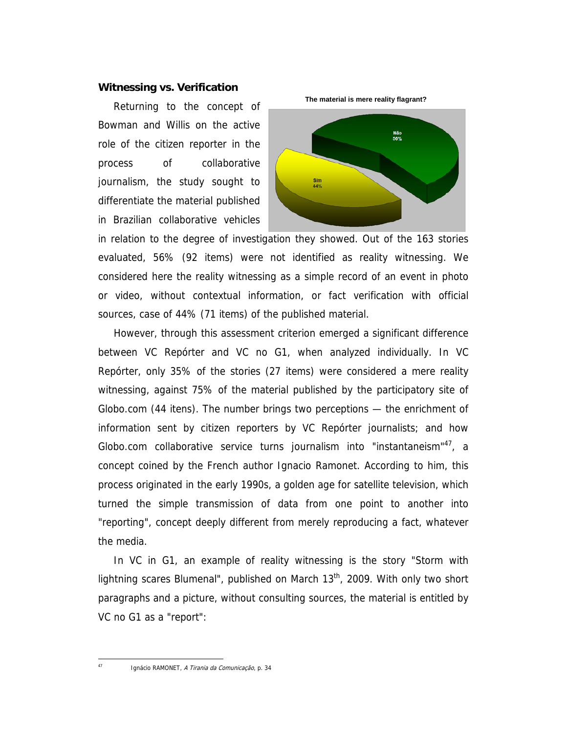## Witnessing vs. Verification

The material is mere reality flagrant?

Não 56%

Sim 44%

Returning to the concept of Bowman and Willis on the active role of the citizen reporter in the process of collaborative journalism, the study sought to differentiate the material published in Brazilian collaborative vehicles in relation to the degree of investigation they showed. Out of the 163 stories evaluated, 56% (92 items) were not identified as reality witnessing. We considered here the reality witnessing as a simple record of an event in photo or video, without contextual information, or fact verification with official sources, case of 44% (71 items) of the published material.

However, through this assessment criterion emerged a significant difference between VC Repórter and VC no G1, when analyzed individually. In VC Repórter, only 35% of the stories (27 items) were considered a mere reality witnessing, against 75% of the material published by the participatory site of Globo.com (44 itens). The number brings two perceptions — the enrichment of information sent by citizen reporters by VC Repórter journalists; and how Globo.com collaborative service turns journalism into "instantaneism"[47], a concept coined by the French author Ignacio Ramonet. According to him, this process originated in the early 1990s, a golden age for satellite television, which turned the simple transmission of data from one point to another into "reporting", concept deeply different from merely reproducing a fact, whatever the media.

In VC in G1, an example of reality witnessing is the story "Storm with lightning scares Blumenal", published on March 13th, 2009. With only two short paragraphs and a picture, without consulting sources, the material is entitled by VC no G1 as a "report":

---

[47] Ignácio RAMONET, *A Tirania da Comunicação*, p. 34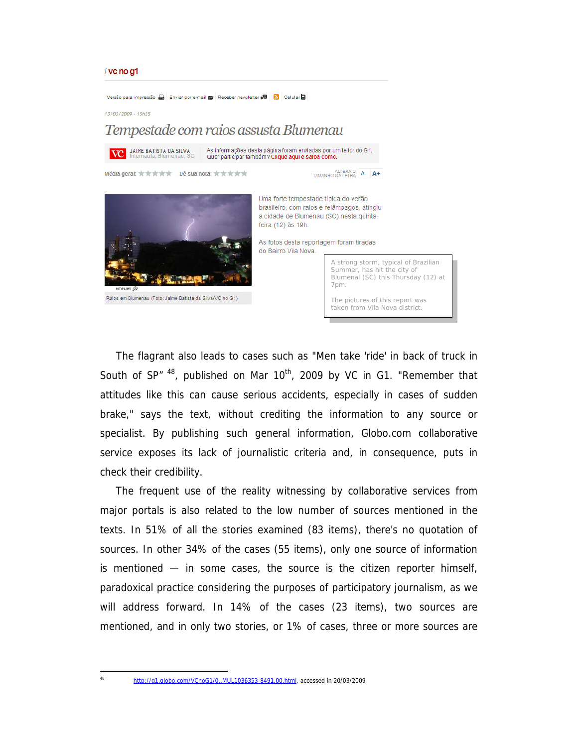/ vc no g1

Versão para impressão | Enviar por e-mail | Receber newsletter | Celular

13/03/2009 - 15h15

# Tempestade com raios assusta Blumenau

VC JAIME BATISTA DA SILVA Internauta, Blumenau, SC | As informações desta página foram enviadas por um leitor do G1. Quer participar também? Clique aqui e saiba como.

Média geral: Dê sua nota: ALTERA O TAMANHO DA LETRA A- A+

Uma forte tempestade típica do verão brasileiro, com raios e relâmpagos, atingiu a cidade de Blumenau (SC) nesta quinta-feira (12) às 19h.

As fotos desta reportagem foram tiradas do Bairro Vila Nova.

ampliar

Raios em Blumenau (Foto: Jaime Batista da Silva/VC no G1)

> A strong storm, typical of Brazilian Summer, has hit the city of Blumenal (SC) this Thursday (12) at 7pm.
>
> The pictures of this report was taken from Vila Nova district.

The flagrant also leads to cases such as "Men take 'ride' in back of truck in South of SP" [48], published on Mar 10th, 2009 by VC in G1. "Remember that attitudes like this can cause serious accidents, especially in cases of sudden brake," says the text, without crediting the information to any source or specialist. By publishing such general information, Globo.com collaborative service exposes its lack of journalistic criteria and, in consequence, puts in check their credibility.

The frequent use of the reality witnessing by collaborative services from major portals is also related to the low number of sources mentioned in the texts. In 51% of all the stories examined (83 items), there's no quotation of sources. In other 34% of the cases (55 items), only one source of information is mentioned — in some cases, the source is the citizen reporter himself, paradoxical practice considering the purposes of participatory journalism, as we will address forward. In 14% of the cases (23 items), two sources are mentioned, and in only two stories, or 1% of cases, three or more sources are

---

[48] http://g1.globo.com/VCnoG1/0,,MUL1036353-8491,00.html, accessed in 20/03/2009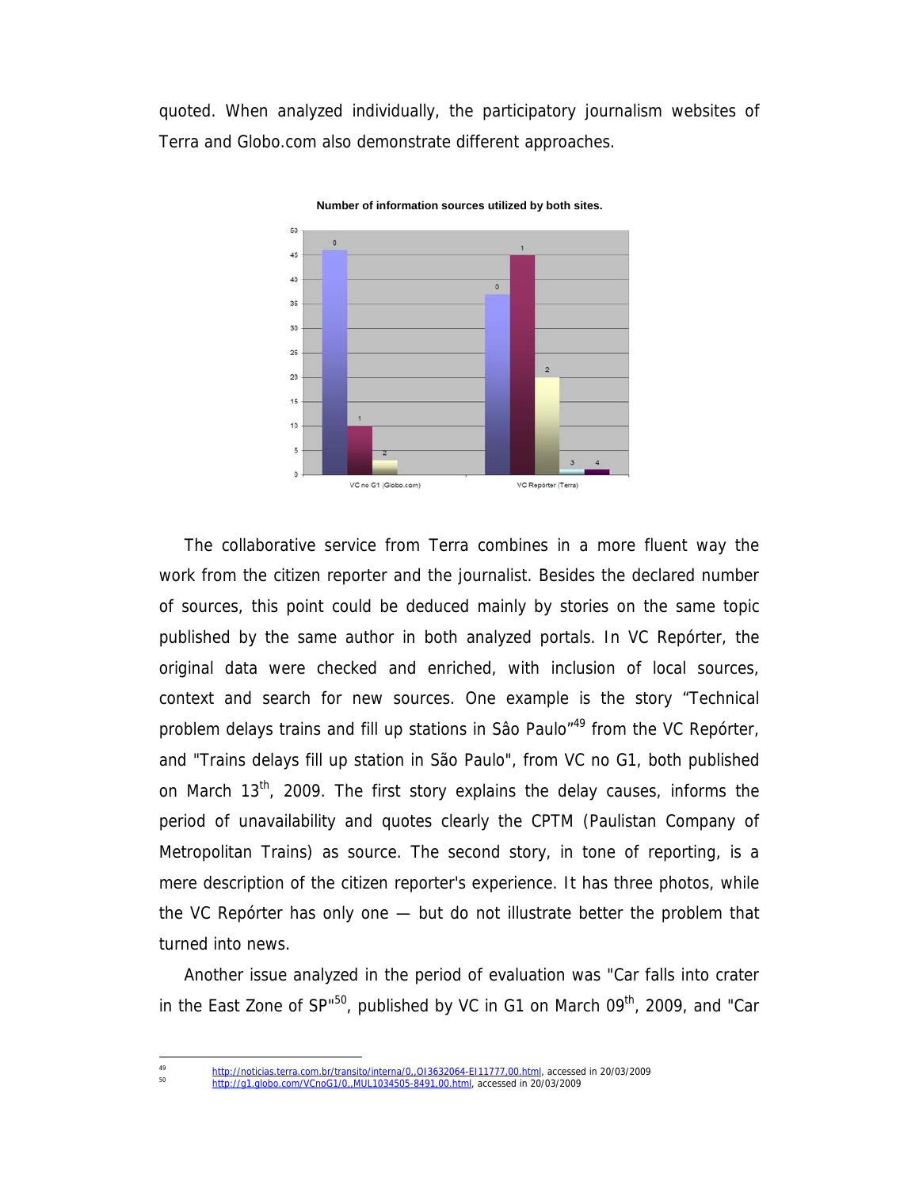quoted. When analyzed individually, the participatory journalism websites of Terra and Globo.com also demonstrate different approaches.

**Number of information sources utilized by both sites.**

The collaborative service from Terra combines in a more fluent way the work from the citizen reporter and the journalist. Besides the declared number of sources, this point could be deduced mainly by stories on the same topic published by the same author in both analyzed portals. In VC Repórter, the original data were checked and enriched, with inclusion of local sources, context and search for new sources. One example is the story "Technical problem delays trains and fill up stations in Sâo Paulo"[49] from the VC Repórter, and "Trains delays fill up station in São Paulo", from VC no G1, both published on March 13th, 2009. The first story explains the delay causes, informs the period of unavailability and quotes clearly the CPTM (Paulistan Company of Metropolitan Trains) as source. The second story, in tone of reporting, is a mere description of the citizen reporter's experience. It has three photos, while the VC Repórter has only one — but do not illustrate better the problem that turned into news.

Another issue analyzed in the period of evaluation was "Car falls into crater in the East Zone of SP"[50], published by VC in G1 on March 09th, 2009, and "Car

---

[49] http://noticias.terra.com.br/transito/interna/0,,OI3632064-EI11777,00.html, accessed in 20/03/2009

[50] http://g1.globo.com/VCnoG1/0,,MUL1034505-8491,00.html, accessed in 20/03/2009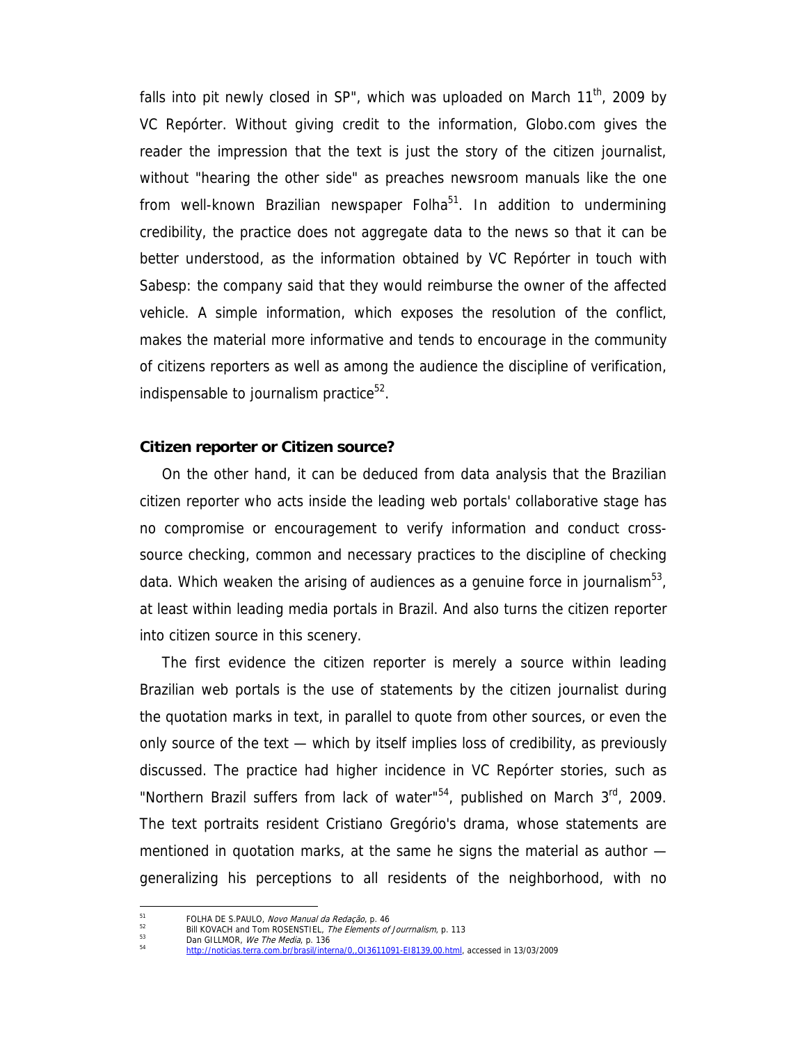falls into pit newly closed in SP", which was uploaded on March 11th, 2009 by VC Repórter. Without giving credit to the information, Globo.com gives the reader the impression that the text is just the story of the citizen journalist, without "hearing the other side" as preaches newsroom manuals like the one from well-known Brazilian newspaper Folha[51]. In addition to undermining credibility, the practice does not aggregate data to the news so that it can be better understood, as the information obtained by VC Repórter in touch with Sabesp: the company said that they would reimburse the owner of the affected vehicle. A simple information, which exposes the resolution of the conflict, makes the material more informative and tends to encourage in the community of citizens reporters as well as among the audience the discipline of verification, indispensable to journalism practice[52].

**Citizen reporter or Citizen source?**

On the other hand, it can be deduced from data analysis that the Brazilian citizen reporter who acts inside the leading web portals' collaborative stage has no compromise or encouragement to verify information and conduct cross-source checking, common and necessary practices to the discipline of checking data. Which weaken the arising of audiences as a genuine force in journalism[53], at least within leading media portals in Brazil. And also turns the citizen reporter into citizen source in this scenery.

The first evidence the citizen reporter is merely a source within leading Brazilian web portals is the use of statements by the citizen journalist during the quotation marks in text, in parallel to quote from other sources, or even the only source of the text — which by itself implies loss of credibility, as previously discussed. The practice had higher incidence in VC Repórter stories, such as "Northern Brazil suffers from lack of water"[54], published on March 3rd, 2009. The text portraits resident Cristiano Gregório's drama, whose statements are mentioned in quotation marks, at the same he signs the material as author — generalizing his perceptions to all residents of the neighborhood, with no

---

[51] FOLHA DE S.PAULO, *Novo Manual da Redação*, p. 46

[52] Bill KOVACH and Tom ROSENSTIEL, *The Elements of Jourrnalism*, p. 113

[53] Dan GILLMOR, *We The Media*, p. 136

[54] http://noticias.terra.com.br/brasil/interna/0,,OI3611091-EI8139,00.html, accessed in 13/03/2009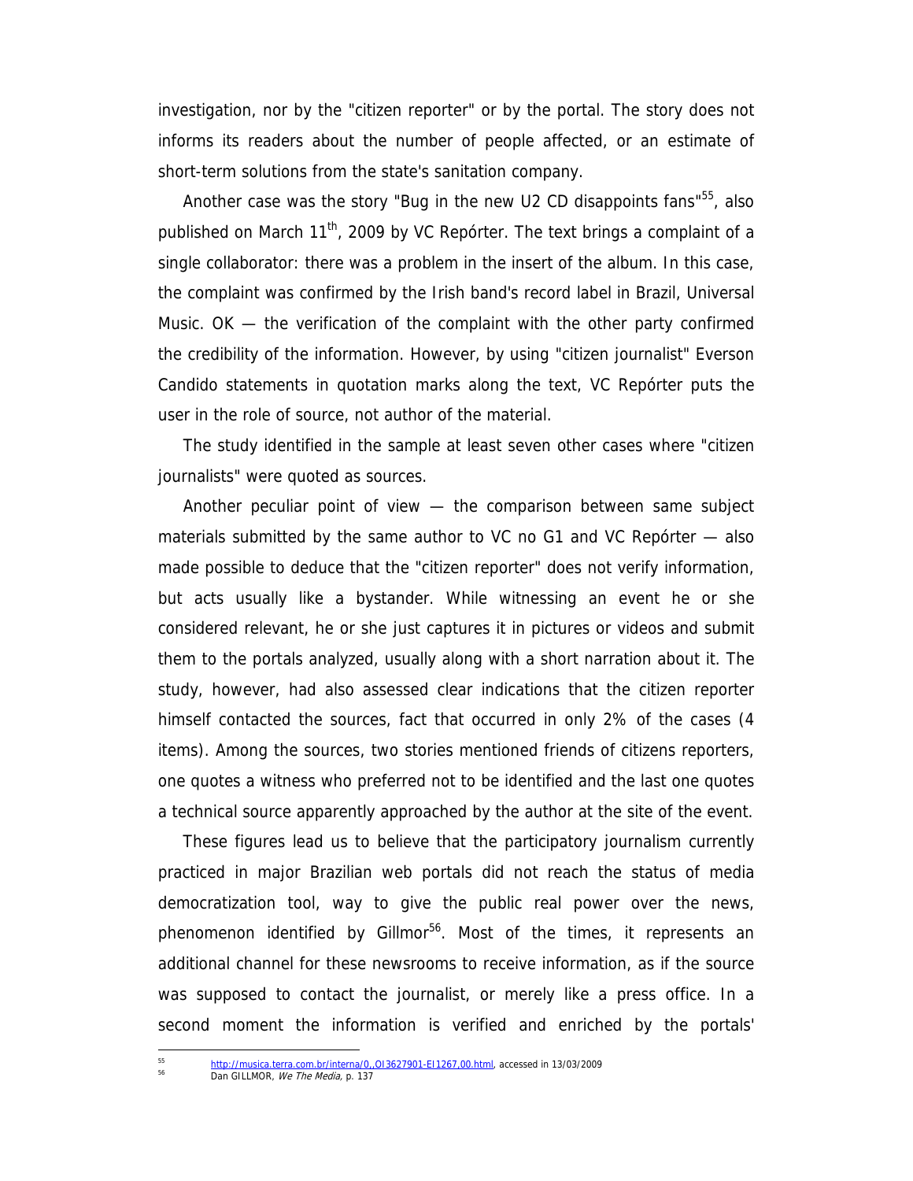investigation, nor by the "citizen reporter" or by the portal. The story does not informs its readers about the number of people affected, or an estimate of short-term solutions from the state's sanitation company.

Another case was the story "Bug in the new U2 CD disappoints fans"[55], also published on March 11th, 2009 by VC Repórter. The text brings a complaint of a single collaborator: there was a problem in the insert of the album. In this case, the complaint was confirmed by the Irish band's record label in Brazil, Universal Music. OK — the verification of the complaint with the other party confirmed the credibility of the information. However, by using "citizen journalist" Everson Candido statements in quotation marks along the text, VC Repórter puts the user in the role of source, not author of the material.

The study identified in the sample at least seven other cases where "citizen journalists" were quoted as sources.

Another peculiar point of view — the comparison between same subject materials submitted by the same author to VC no G1 and VC Repórter — also made possible to deduce that the "citizen reporter" does not verify information, but acts usually like a bystander. While witnessing an event he or she considered relevant, he or she just captures it in pictures or videos and submit them to the portals analyzed, usually along with a short narration about it. The study, however, had also assessed clear indications that the citizen reporter himself contacted the sources, fact that occurred in only 2% of the cases (4 items). Among the sources, two stories mentioned friends of citizens reporters, one quotes a witness who preferred not to be identified and the last one quotes a technical source apparently approached by the author at the site of the event.

These figures lead us to believe that the participatory journalism currently practiced in major Brazilian web portals did not reach the status of media democratization tool, way to give the public real power over the news, phenomenon identified by Gillmor[56]. Most of the times, it represents an additional channel for these newsrooms to receive information, as if the source was supposed to contact the journalist, or merely like a press office. In a second moment the information is verified and enriched by the portals'

---

[55] http://musica.terra.com.br/interna/0,,OI3627901-EI1267,00.html, accessed in 13/03/2009

[56] Dan GILLMOR, *We The Media*, p. 137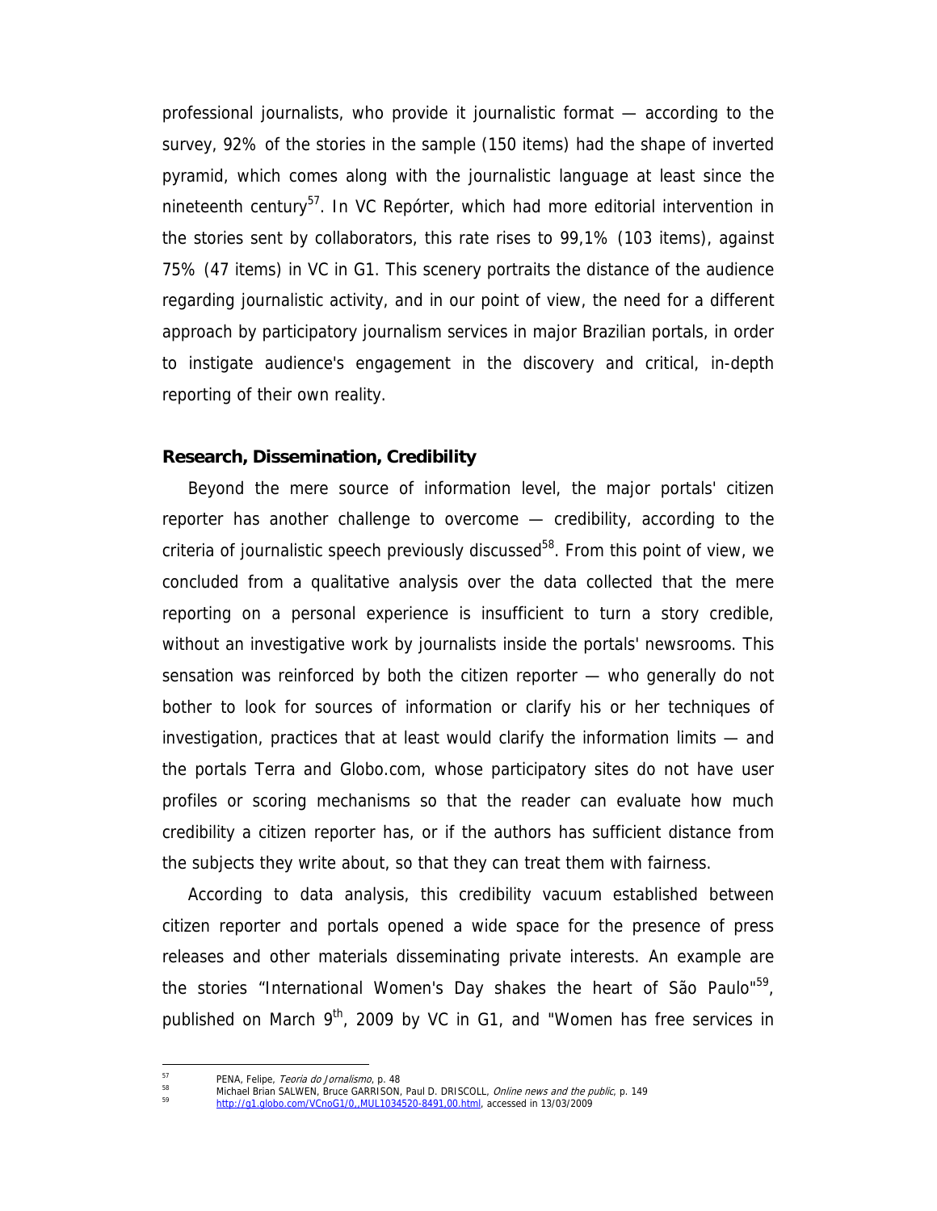professional journalists, who provide it journalistic format — according to the survey, 92% of the stories in the sample (150 items) had the shape of inverted pyramid, which comes along with the journalistic language at least since the nineteenth century[57]. In VC Repórter, which had more editorial intervention in the stories sent by collaborators, this rate rises to 99,1% (103 items), against 75% (47 items) in VC in G1. This scenery portraits the distance of the audience regarding journalistic activity, and in our point of view, the need for a different approach by participatory journalism services in major Brazilian portals, in order to instigate audience's engagement in the discovery and critical, in-depth reporting of their own reality.

### Research, Dissemination, Credibility

Beyond the mere source of information level, the major portals' citizen reporter has another challenge to overcome — credibility, according to the criteria of journalistic speech previously discussed[58]. From this point of view, we concluded from a qualitative analysis over the data collected that the mere reporting on a personal experience is insufficient to turn a story credible, without an investigative work by journalists inside the portals' newsrooms. This sensation was reinforced by both the citizen reporter — who generally do not bother to look for sources of information or clarify his or her techniques of investigation, practices that at least would clarify the information limits — and the portals Terra and Globo.com, whose participatory sites do not have user profiles or scoring mechanisms so that the reader can evaluate how much credibility a citizen reporter has, or if the authors has sufficient distance from the subjects they write about, so that they can treat them with fairness.

According to data analysis, this credibility vacuum established between citizen reporter and portals opened a wide space for the presence of press releases and other materials disseminating private interests. An example are the stories "International Women's Day shakes the heart of São Paulo"[59], published on March 9th, 2009 by VC in G1, and "Women has free services in

---

[57] PENA, Felipe, *Teoria do Jornalismo*, p. 48

[58] Michael Brian SALWEN, Bruce GARRISON, Paul D. DRISCOLL, *Online news and the public*, p. 149

[59] http://g1.globo.com/VCnoG1/0,,MUL1034520-8491,00.html, accessed in 13/03/2009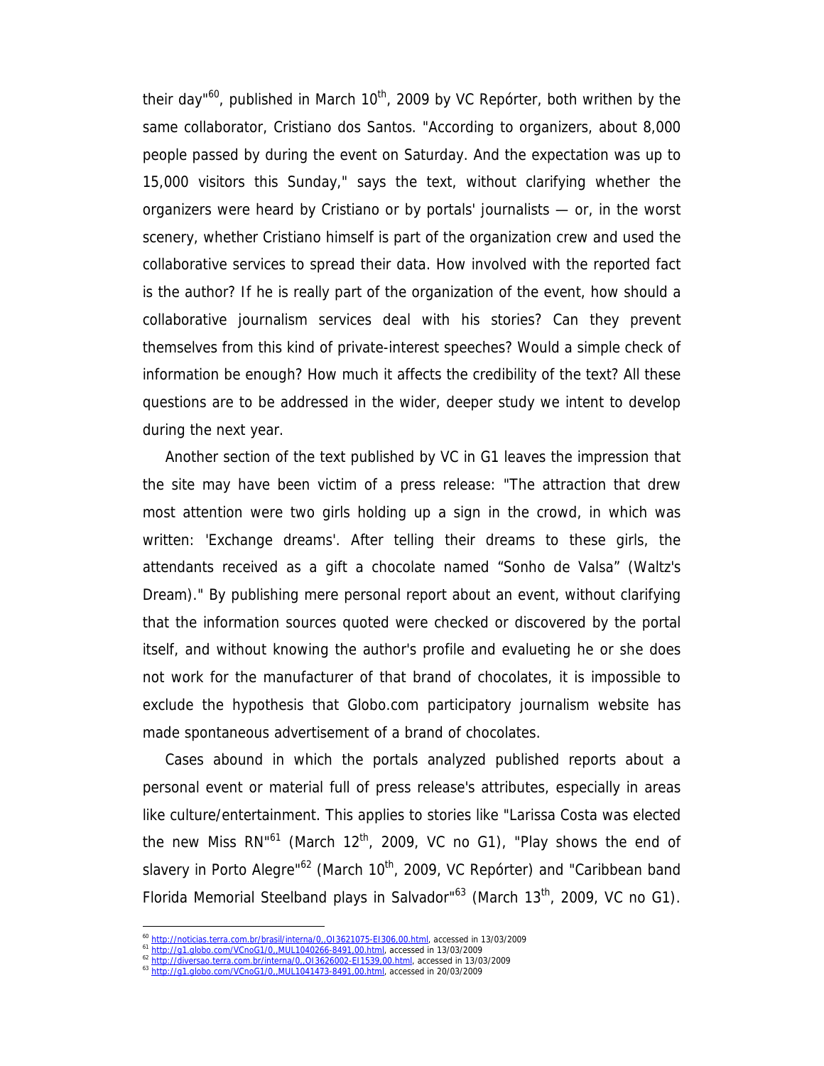their day"[60], published in March 10th, 2009 by VC Repórter, both writhen by the same collaborator, Cristiano dos Santos. "According to organizers, about 8,000 people passed by during the event on Saturday. And the expectation was up to 15,000 visitors this Sunday," says the text, without clarifying whether the organizers were heard by Cristiano or by portals' journalists — or, in the worst scenery, whether Cristiano himself is part of the organization crew and used the collaborative services to spread their data. How involved with the reported fact is the author? If he is really part of the organization of the event, how should a collaborative journalism services deal with his stories? Can they prevent themselves from this kind of private-interest speeches? Would a simple check of information be enough? How much it affects the credibility of the text? All these questions are to be addressed in the wider, deeper study we intent to develop during the next year.

Another section of the text published by VC in G1 leaves the impression that the site may have been victim of a press release: "The attraction that drew most attention were two girls holding up a sign in the crowd, in which was written: 'Exchange dreams'. After telling their dreams to these girls, the attendants received as a gift a chocolate named “Sonho de Valsa” (Waltz's Dream)." By publishing mere personal report about an event, without clarifying that the information sources quoted were checked or discovered by the portal itself, and without knowing the author's profile and evalueting he or she does not work for the manufacturer of that brand of chocolates, it is impossible to exclude the hypothesis that Globo.com participatory journalism website has made spontaneous advertisement of a brand of chocolates.

Cases abound in which the portals analyzed published reports about a personal event or material full of press release's attributes, especially in areas like culture/entertainment. This applies to stories like "Larissa Costa was elected the new Miss RN"[61] (March 12th, 2009, VC no G1), "Play shows the end of slavery in Porto Alegre"[62] (March 10th, 2009, VC Repórter) and "Caribbean band Florida Memorial Steelband plays in Salvador"[63] (March 13th, 2009, VC no G1).

---

[60] http://noticias.terra.com.br/brasil/interna/0,,OI3621075-EI306,00.html, accessed in 13/03/2009

[61] http://g1.globo.com/VCnoG1/0,,MUL1040266-8491,00.html, accessed in 13/03/2009

[62] http://diversao.terra.com.br/interna/0,,OI3626002-EI1539,00.html, accessed in 13/03/2009

[63] http://g1.globo.com/VCnoG1/0,,MUL1041473-8491,00.html, accessed in 20/03/2009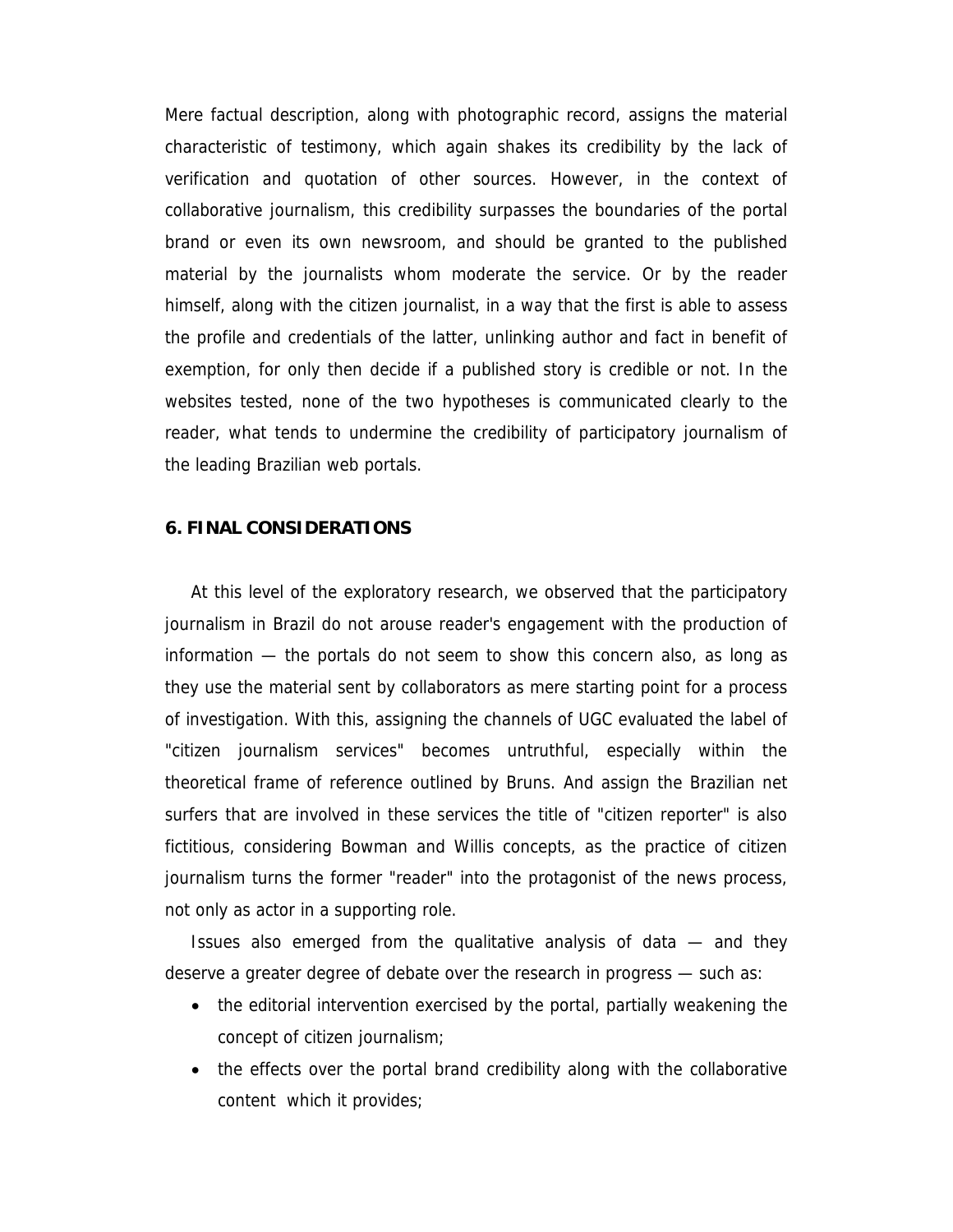Mere factual description, along with photographic record, assigns the material characteristic of testimony, which again shakes its credibility by the lack of verification and quotation of other sources. However, in the context of collaborative journalism, this credibility surpasses the boundaries of the portal brand or even its own newsroom, and should be granted to the published material by the journalists whom moderate the service. Or by the reader himself, along with the citizen journalist, in a way that the first is able to assess the profile and credentials of the latter, unlinking author and fact in benefit of exemption, for only then decide if a published story is credible or not. In the websites tested, none of the two hypotheses is communicated clearly to the reader, what tends to undermine the credibility of participatory journalism of the leading Brazilian web portals.

## 6. FINAL CONSIDERATIONS

At this level of the exploratory research, we observed that the participatory journalism in Brazil do not arouse reader's engagement with the production of information — the portals do not seem to show this concern also, as long as they use the material sent by collaborators as mere starting point for a process of investigation. With this, assigning the channels of UGC evaluated the label of "citizen journalism services" becomes untruthful, especially within the theoretical frame of reference outlined by Bruns. And assign the Brazilian net surfers that are involved in these services the title of "citizen reporter" is also fictitious, considering Bowman and Willis concepts, as the practice of citizen journalism turns the former "reader" into the protagonist of the news process, not only as actor in a supporting role.

Issues also emerged from the qualitative analysis of data — and they deserve a greater degree of debate over the research in progress — such as:

- the editorial intervention exercised by the portal, partially weakening the concept of citizen journalism;
- the effects over the portal brand credibility along with the collaborative content which it provides;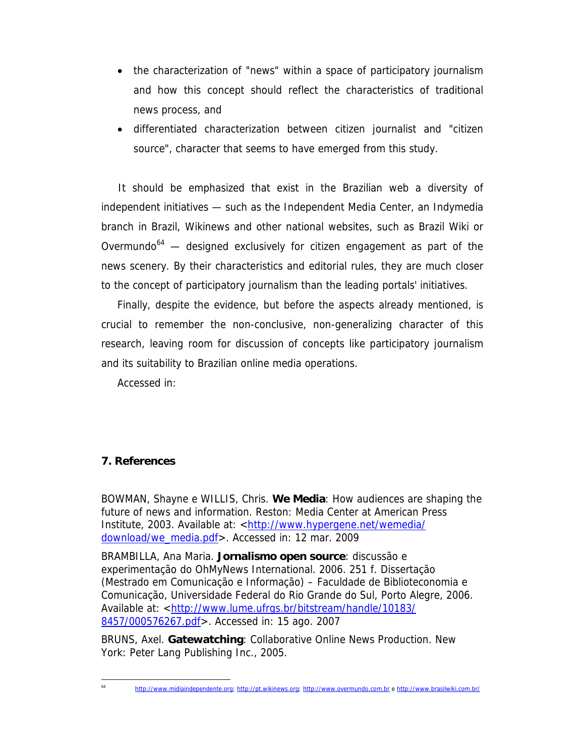- the characterization of "news" within a space of participatory journalism and how this concept should reflect the characteristics of traditional news process, and
- differentiated characterization between citizen journalist and "citizen source", character that seems to have emerged from this study.

It should be emphasized that exist in the Brazilian web a diversity of independent initiatives — such as the Independent Media Center, an Indymedia branch in Brazil, Wikinews and other national websites, such as Brazil Wiki or Overmundo[64] — designed exclusively for citizen engagement as part of the news scenery. By their characteristics and editorial rules, they are much closer to the concept of participatory journalism than the leading portals' initiatives.

Finally, despite the evidence, but before the aspects already mentioned, is crucial to remember the non-conclusive, non-generalizing character of this research, leaving room for discussion of concepts like participatory journalism and its suitability to Brazilian online media operations.

Accessed in:

## 7. References

BOWMAN, Shayne e WILLIS, Chris. **We Media**: How audiences are shaping the future of news and information. Reston: Media Center at American Press Institute, 2003. Available at: <http://www.hypergene.net/wemedia/download/we_media.pdf>. Accessed in: 12 mar. 2009

BRAMBILLA, Ana Maria. **Jornalismo open source**: discussão e experimentação do OhMyNews International. 2006. 251 f. Dissertação (Mestrado em Comunicação e Informação) – Faculdade de Biblioteconomia e Comunicação, Universidade Federal do Rio Grande do Sul, Porto Alegre, 2006. Available at: <http://www.lume.ufrgs.br/bitstream/handle/10183/8457/000576267.pdf>. Accessed in: 15 ago. 2007

BRUNS, Axel. **Gatewatching**: Collaborative Online News Production. New York: Peter Lang Publishing Inc., 2005.

---

[64] http://www.midiaindependente.org; http://pt.wikinews.org; http://www.overmundo.com.br e http://www.brasilwiki.com.br/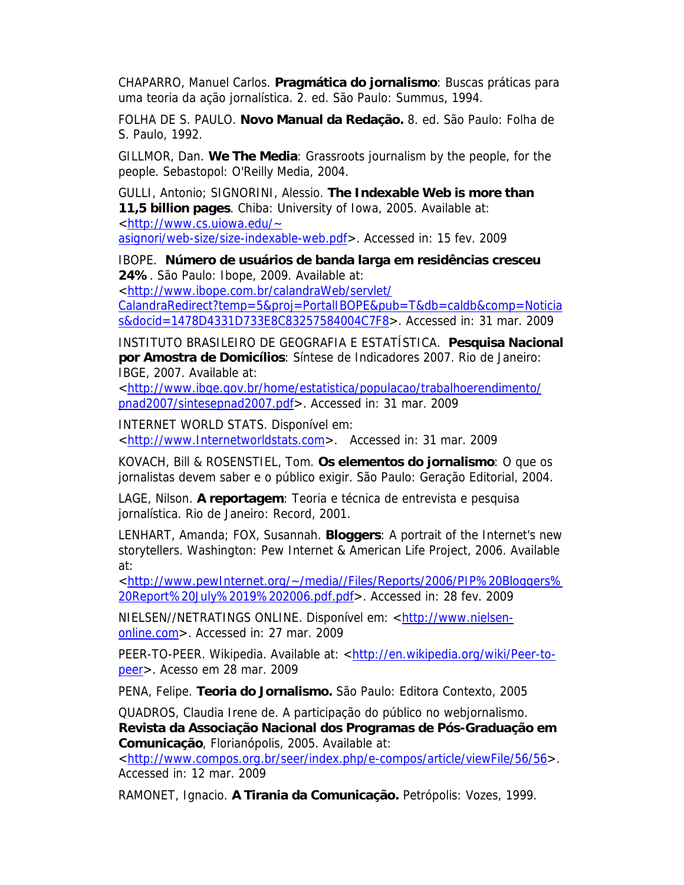CHAPARRO, Manuel Carlos. **Pragmática do jornalismo**: Buscas práticas para uma teoria da ação jornalística. 2. ed. São Paulo: Summus, 1994.

FOLHA DE S. PAULO. **Novo Manual da Redação.** 8. ed. São Paulo: Folha de S. Paulo, 1992.

GILLMOR, Dan. **We The Media**: Grassroots journalism by the people, for the people. Sebastopol: O'Reilly Media, 2004.

GULLI, Antonio; SIGNORINI, Alessio. **The Indexable Web is more than 11,5 billion pages**. Chiba: University of Iowa, 2005. Available at: <http://www.cs.uiowa.edu/~asignori/web-size/size-indexable-web.pdf>. Accessed in: 15 fev. 2009

IBOPE. **Número de usuários de banda larga em residências cresceu 24%**. São Paulo: Ibope, 2009. Available at: <http://www.ibope.com.br/calandraWeb/servlet/CalandraRedirect?temp=5&proj=PortalIBOPE&pub=T&db=caldb&comp=Noticias&docid=1478D4331D733E8C83257584004C7F8>. Accessed in: 31 mar. 2009

INSTITUTO BRASILEIRO DE GEOGRAFIA E ESTATÍSTICA. **Pesquisa Nacional por Amostra de Domicílios**: Síntese de Indicadores 2007. Rio de Janeiro: IBGE, 2007. Available at: <http://www.ibge.gov.br/home/estatistica/populacao/trabalhoerendimento/pnad2007/sintesepnad2007.pdf>. Accessed in: 31 mar. 2009

INTERNET WORLD STATS. Disponível em: <http://www.Internetworldstats.com>. Accessed in: 31 mar. 2009

KOVACH, Bill & ROSENSTIEL, Tom. **Os elementos do jornalismo**: O que os jornalistas devem saber e o público exigir. São Paulo: Geração Editorial, 2004.

LAGE, Nilson. **A reportagem**: Teoria e técnica de entrevista e pesquisa jornalística. Rio de Janeiro: Record, 2001.

LENHART, Amanda; FOX, Susannah. **Bloggers**: A portrait of the Internet's new storytellers. Washington: Pew Internet & American Life Project, 2006. Available at: <http://www.pewInternet.org/~/media//Files/Reports/2006/PIP%20Bloggers%20Report%20July%2019%202006.pdf.pdf>. Accessed in: 28 fev. 2009

NIELSEN//NETRATINGS ONLINE. Disponível em: <http://www.nielsen-online.com>. Accessed in: 27 mar. 2009

PEER-TO-PEER. Wikipedia. Available at: <http://en.wikipedia.org/wiki/Peer-to-peer>. Acesso em 28 mar. 2009

PENA, Felipe. **Teoria do Jornalismo.** São Paulo: Editora Contexto, 2005

QUADROS, Claudia Irene de. A participação do público no webjornalismo. **Revista da Associação Nacional dos Programas de Pós-Graduação em Comunicação**, Florianópolis, 2005. Available at: <http://www.compos.org.br/seer/index.php/e-compos/article/viewFile/56/56>. Accessed in: 12 mar. 2009

RAMONET, Ignacio. **A Tirania da Comunicação.** Petrópolis: Vozes, 1999.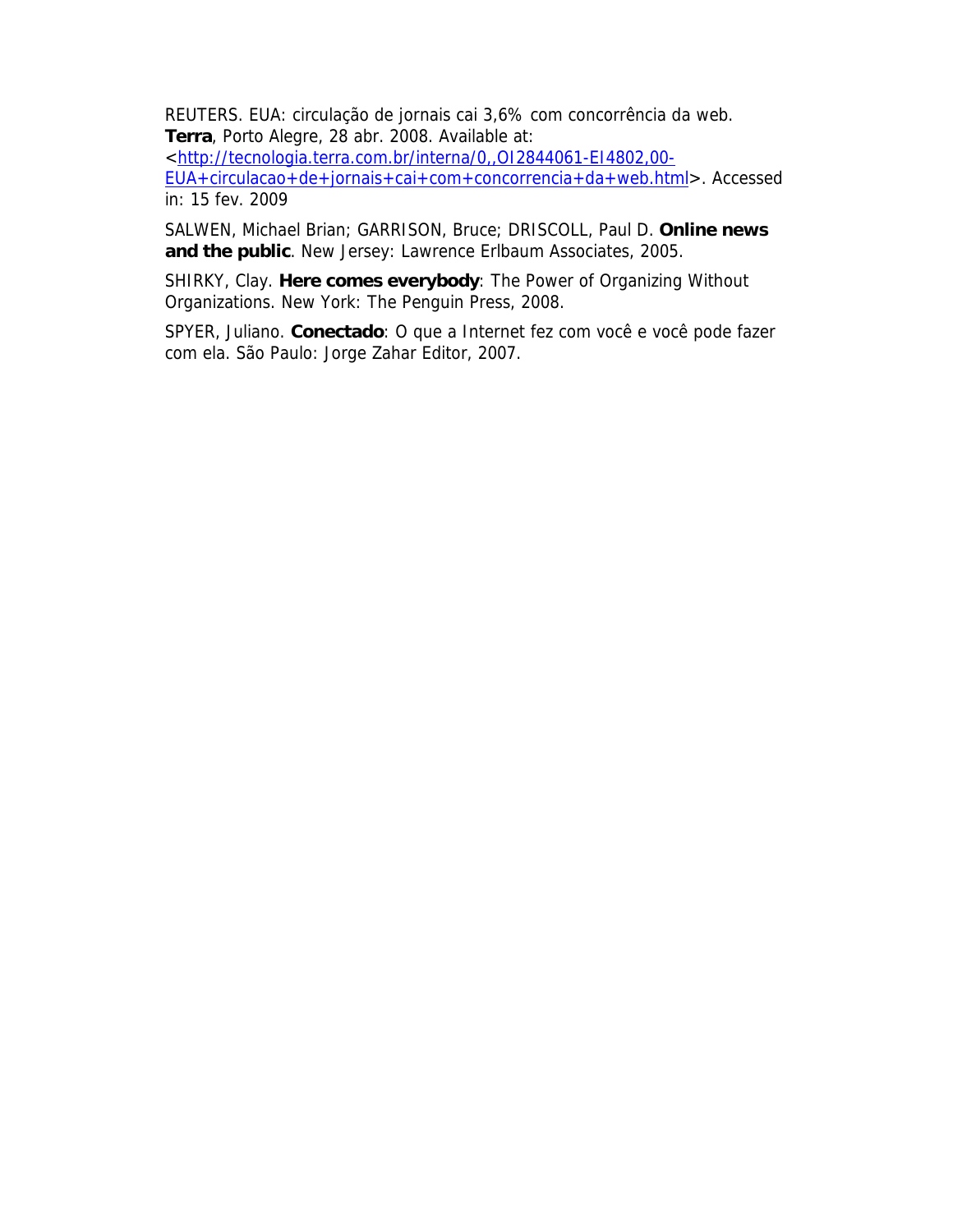REUTERS. EUA: circulação de jornais cai 3,6% com concorrência da web. **Terra**, Porto Alegre, 28 abr. 2008. Available at: <http://tecnologia.terra.com.br/interna/0,,OI2844061-EI4802,00-EUA+circulacao+de+jornais+cai+com+concorrencia+da+web.html>. Accessed in: 15 fev. 2009

SALWEN, Michael Brian; GARRISON, Bruce; DRISCOLL, Paul D. **Online news and the public**. New Jersey: Lawrence Erlbaum Associates, 2005.

SHIRKY, Clay. **Here comes everybody**: The Power of Organizing Without Organizations. New York: The Penguin Press, 2008.

SPYER, Juliano. **Conectado**: O que a Internet fez com você e você pode fazer com ela. São Paulo: Jorge Zahar Editor, 2007.